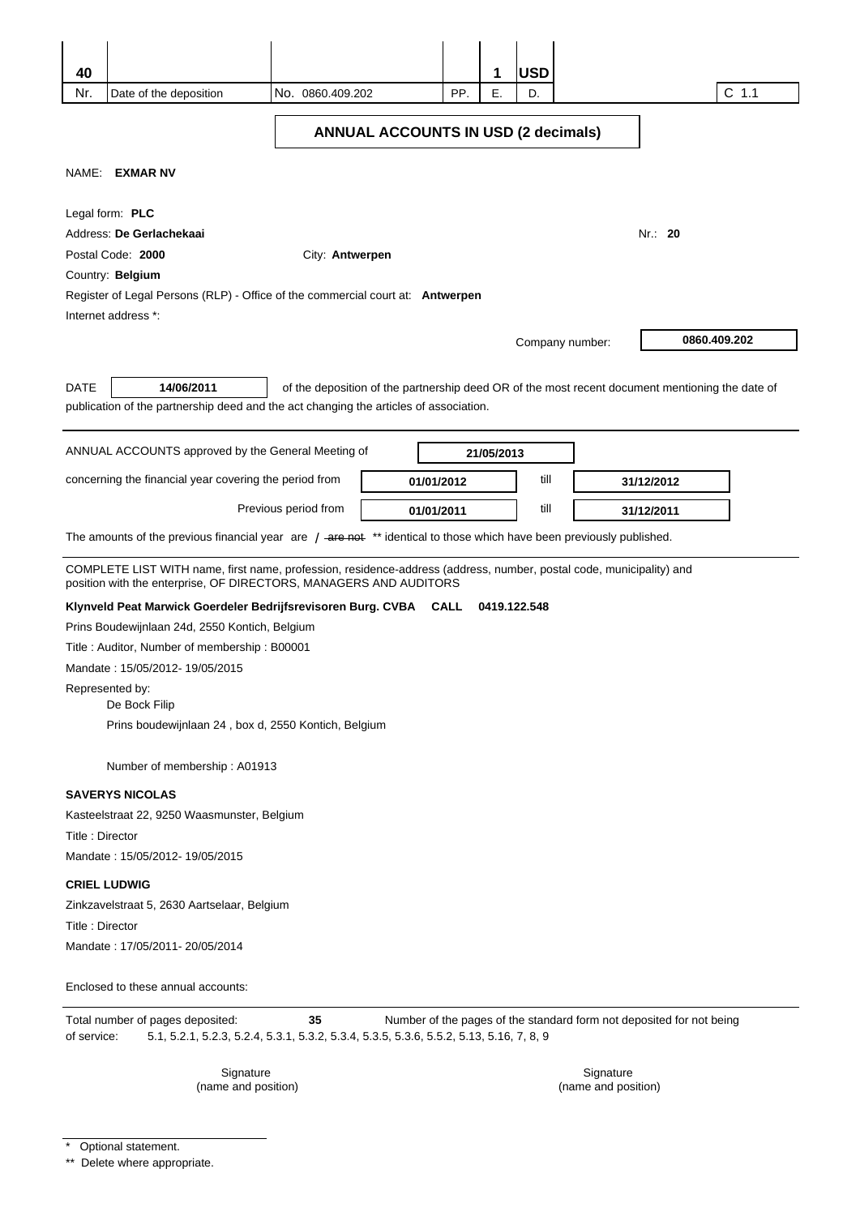| 40 | | | | 1 | USD | |
|---|---|---|---|---|---|---|
| Nr. | Date of the deposition | No. 0860.409.202 | PP. | E. | D. | C 1.1 |

## ANNUAL ACCOUNTS IN USD (2 decimals)

NAME: **EXMAR NV**

Legal form: **PLC**

Address: **De Gerlachekaai** Nr.: **20**

Postal Code: **2000** City: **Antwerpen**

Country: **Belgium**

Register of Legal Persons (RLP) - Office of the commercial court at: **Antwerpen**

Internet address *:

Company number: **0860.409.202**

DATE **14/06/2011** of the deposition of the partnership deed OR of the most recent document mentioning the date of publication of the partnership deed and the act changing the articles of association.

ANNUAL ACCOUNTS approved by the General Meeting of **21/05/2013**

concerning the financial year covering the period from **01/01/2012** till **31/12/2012**

Previous period from **01/01/2011** till **31/12/2011**

The amounts of the previous financial year are / ~~are not~~ ** identical to those which have been previously published.

COMPLETE LIST WITH name, first name, profession, residence-address (address, number, postal code, municipality) and position with the enterprise, OF DIRECTORS, MANAGERS AND AUDITORS

**Klynveld Peat Marwick Goerdeler Bedrijfsrevisoren Burg. CVBA CALL 0419.122.548**

Prins Boudewijnlaan 24d, 2550 Kontich, Belgium

Title : Auditor, Number of membership : B00001

Mandate : 15/05/2012- 19/05/2015

Represented by:

De Bock Filip

Prins boudewijnlaan 24 , box d, 2550 Kontich, Belgium

Number of membership : A01913

**SAVERYS NICOLAS**

Kasteelstraat 22, 9250 Waasmunster, Belgium

Title : Director

Mandate : 15/05/2012- 19/05/2015

**CRIEL LUDWIG**

Zinkzavelstraat 5, 2630 Aartselaar, Belgium

Title : Director

Mandate : 17/05/2011- 20/05/2014

Enclosed to these annual accounts:

Total number of pages deposited: **35** Number of the pages of the standard form not deposited for not being of service: 5.1, 5.2.1, 5.2.3, 5.2.4, 5.3.1, 5.3.2, 5.3.4, 5.3.5, 5.3.6, 5.5.2, 5.13, 5.16, 7, 8, 9

Signature (name and position) Signature (name and position)

\* Optional statement.

** Delete where appropriate.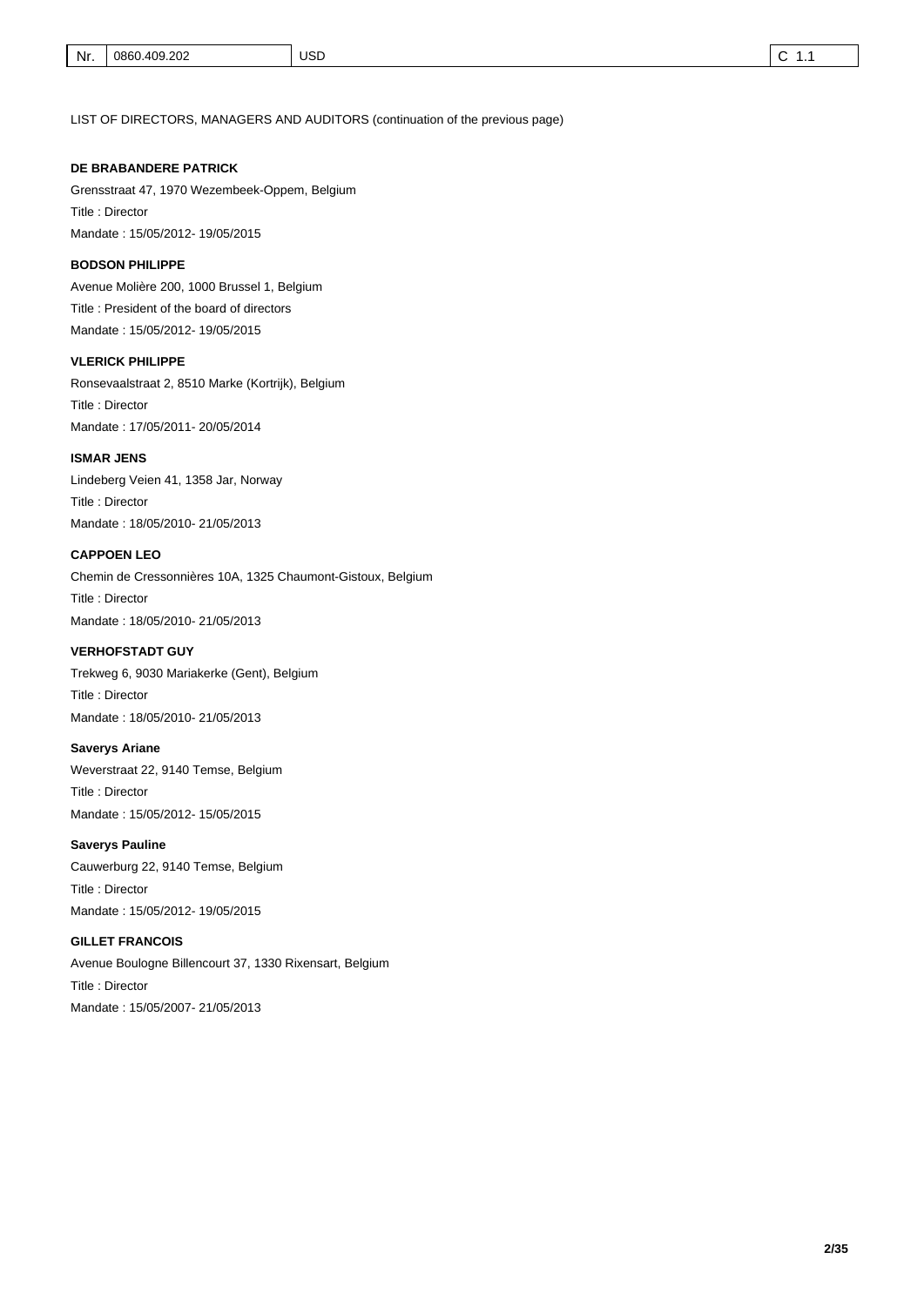LIST OF DIRECTORS, MANAGERS AND AUDITORS (continuation of the previous page)

**DE BRABANDERE PATRICK**

Grensstraat 47, 1970 Wezembeek-Oppem, Belgium

Title : Director

Mandate : 15/05/2012- 19/05/2015

**BODSON PHILIPPE**

Avenue Molière 200, 1000 Brussel 1, Belgium

Title : President of the board of directors

Mandate : 15/05/2012- 19/05/2015

**VLERICK PHILIPPE**

Ronsevaalstraat 2, 8510 Marke (Kortrijk), Belgium

Title : Director

Mandate : 17/05/2011- 20/05/2014

**ISMAR JENS**

Lindeberg Veien 41, 1358 Jar, Norway

Title : Director

Mandate : 18/05/2010- 21/05/2013

**CAPPOEN LEO**

Chemin de Cressonnières 10A, 1325 Chaumont-Gistoux, Belgium

Title : Director

Mandate : 18/05/2010- 21/05/2013

**VERHOFSTADT GUY**

Trekweg 6, 9030 Mariakerke (Gent), Belgium

Title : Director

Mandate : 18/05/2010- 21/05/2013

**Saverys Ariane**

Weverstraat 22, 9140 Temse, Belgium

Title : Director

Mandate : 15/05/2012- 15/05/2015

**Saverys Pauline**

Cauwerburg 22, 9140 Temse, Belgium

Title : Director

Mandate : 15/05/2012- 19/05/2015

**GILLET FRANCOIS**

Avenue Boulogne Billencourt 37, 1330 Rixensart, Belgium

Title : Director

Mandate : 15/05/2007- 21/05/2013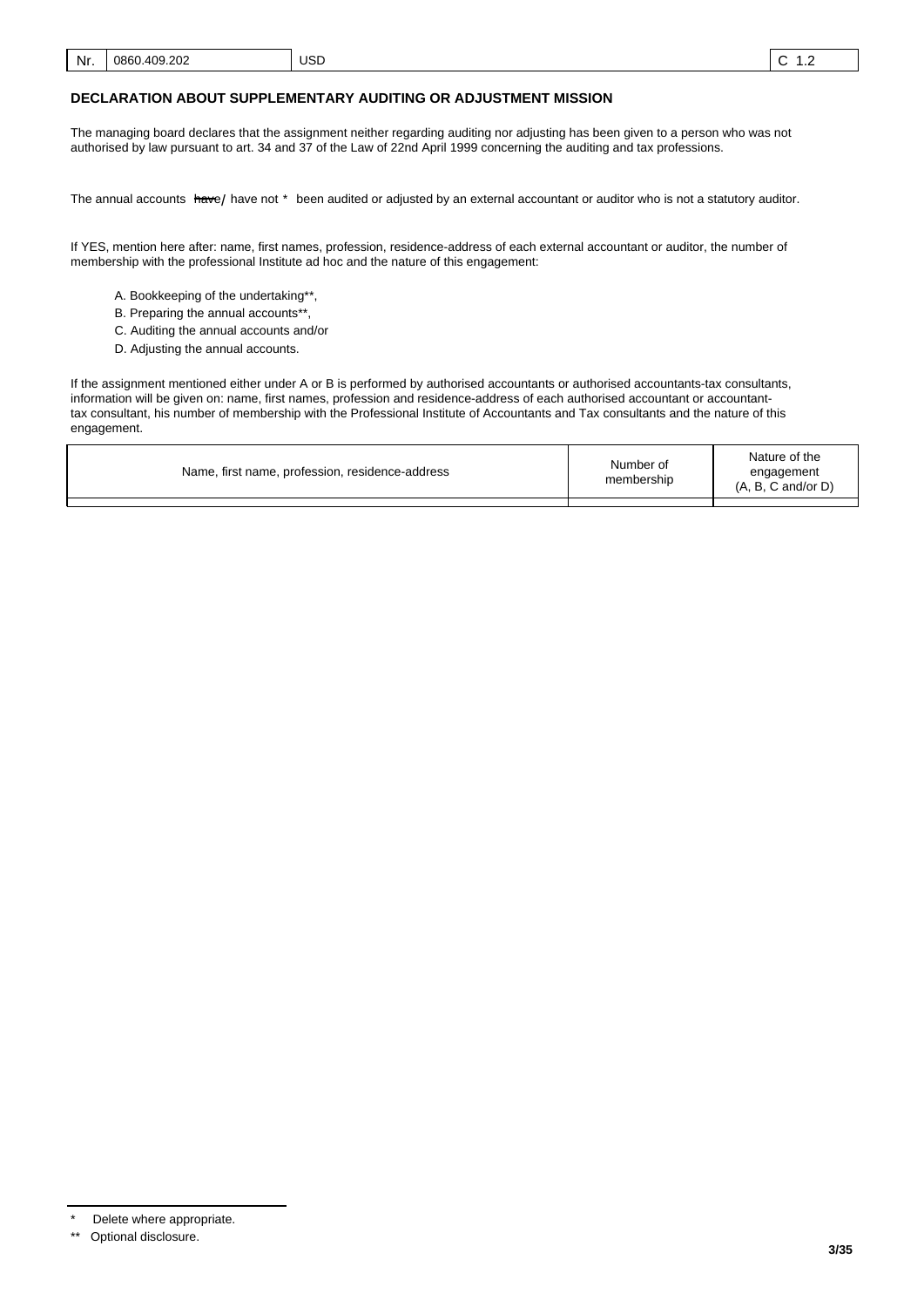| Nr. | 0860.409.202 | USD | C 1.2 |
|---|---|---|---|

**DECLARATION ABOUT SUPPLEMENTARY AUDITING OR ADJUSTMENT MISSION**

The managing board declares that the assignment neither regarding auditing nor adjusting has been given to a person who was not authorised by law pursuant to art. 34 and 37 of the Law of 22nd April 1999 concerning the auditing and tax professions.

The annual accounts ~~have~~ / have not * been audited or adjusted by an external accountant or auditor who is not a statutory auditor.

If YES, mention here after: name, first names, profession, residence-address of each external accountant or auditor, the number of membership with the professional Institute ad hoc and the nature of this engagement:

A. Bookkeeping of the undertaking**,
B. Preparing the annual accounts**,
C. Auditing the annual accounts and/or
D. Adjusting the annual accounts.

If the assignment mentioned either under A or B is performed by authorised accountants or authorised accountants-tax consultants, information will be given on: name, first names, profession and residence-address of each authorised accountant or accountant-tax consultant, his number of membership with the Professional Institute of Accountants and Tax consultants and the nature of this engagement.

| Name, first name, profession, residence-address | Number of membership | Nature of the engagement (A, B, C and/or D) |
|---|---|---|
| | | |

\* Delete where appropriate.

\** Optional disclosure.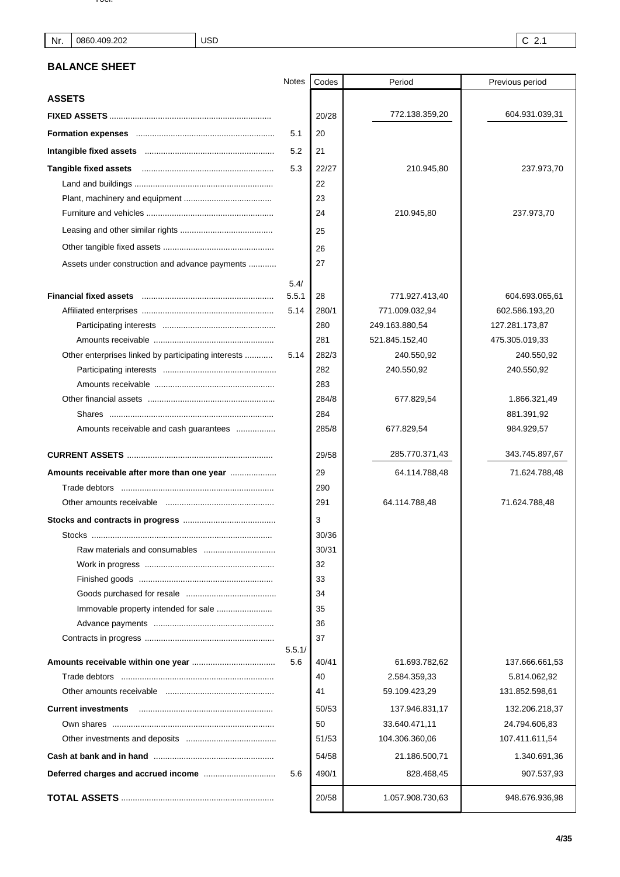| Nr. | 0860.409.202 | USD | C 2.1 |
|---|---|---|---|

## BALANCE SHEET

| | Notes | Codes | Period | Previous period |
|---|---|---|---|---|
| **ASSETS** | | | | |
| **FIXED ASSETS** | | 20/28 | 772.138.359,20 | 604.931.039,31 |
| **Formation expenses** | 5.1 | 20 | | |
| **Intangible fixed assets** | 5.2 | 21 | | |
| **Tangible fixed assets** | 5.3 | 22/27 | 210.945,80 | 237.973,70 |
| Land and buildings | | 22 | | |
| Plant, machinery and equipment | | 23 | | |
| Furniture and vehicles | | 24 | 210.945,80 | 237.973,70 |
| Leasing and other similar rights | | 25 | | |
| Other tangible fixed assets | | 26 | | |
| Assets under construction and advance payments | | 27 | | |
| **Financial fixed assets** | 5.4/ 5.5.1 | 28 | 771.927.413,40 | 604.693.065,61 |
| Affiliated enterprises | 5.14 | 280/1 | 771.009.032,94 | 602.586.193,20 |
| Participating interests | | 280 | 249.163.880,54 | 127.281.173,87 |
| Amounts receivable | | 281 | 521.845.152,40 | 475.305.019,33 |
| Other enterprises linked by participating interests | 5.14 | 282/3 | 240.550,92 | 240.550,92 |
| Participating interests | | 282 | 240.550,92 | 240.550,92 |
| Amounts receivable | | 283 | | |
| Other financial assets | | 284/8 | 677.829,54 | 1.866.321,49 |
| Shares | | 284 | | 881.391,92 |
| Amounts receivable and cash guarantees | | 285/8 | 677.829,54 | 984.929,57 |
| **CURRENT ASSETS** | | 29/58 | 285.770.371,43 | 343.745.897,67 |
| **Amounts receivable after more than one year** | | 29 | 64.114.788,48 | 71.624.788,48 |
| Trade debtors | | 290 | | |
| Other amounts receivable | | 291 | 64.114.788,48 | 71.624.788,48 |
| **Stocks and contracts in progress** | | 3 | | |
| Stocks | | 30/36 | | |
| Raw materials and consumables | | 30/31 | | |
| Work in progress | | 32 | | |
| Finished goods | | 33 | | |
| Goods purchased for resale | | 34 | | |
| Immovable property intended for sale | | 35 | | |
| Advance payments | | 36 | | |
| Contracts in progress | | 37 | | |
| **Amounts receivable within one year** | 5.5.1/ 5.6 | 40/41 | 61.693.782,62 | 137.666.661,53 |
| Trade debtors | | 40 | 2.584.359,33 | 5.814.062,92 |
| Other amounts receivable | | 41 | 59.109.423,29 | 131.852.598,61 |
| **Current investments** | | 50/53 | 137.946.831,17 | 132.206.218,37 |
| Own shares | | 50 | 33.640.471,11 | 24.794.606,83 |
| Other investments and deposits | | 51/53 | 104.306.360,06 | 107.411.611,54 |
| **Cash at bank and in hand** | | 54/58 | 21.186.500,71 | 1.340.691,36 |
| **Deferred charges and accrued income** | 5.6 | 490/1 | 828.468,45 | 907.537,93 |
| **TOTAL ASSETS** | | 20/58 | 1.057.908.730,63 | 948.676.936,98 |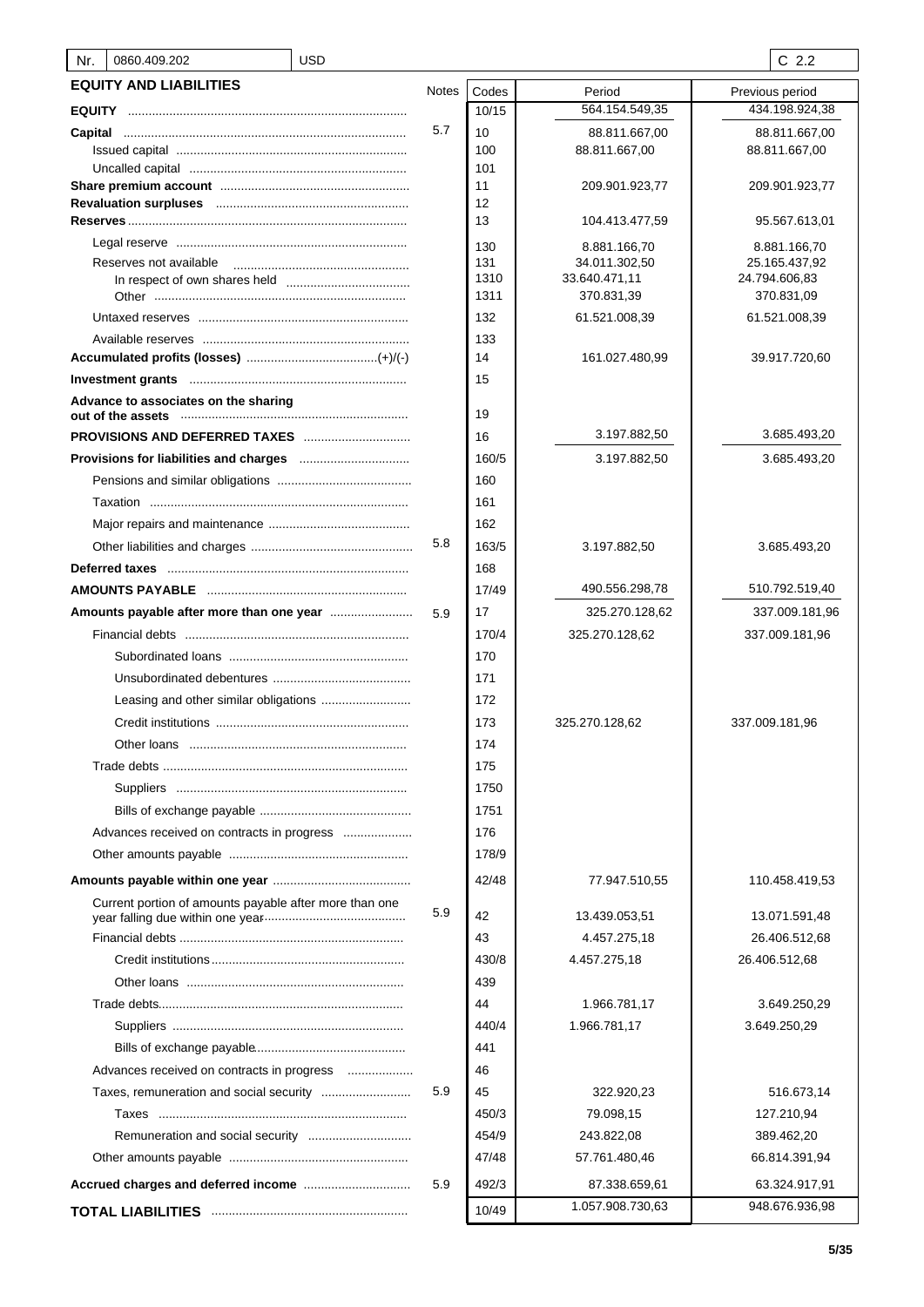| Nr. | 0860.409.202 | USD | | C 2.2 |
|---|---|---|---|---|

## EQUITY AND LIABILITIES

| | Notes | Codes | Period | Previous period |
|---|---|---|---|---|
| **EQUITY** | | 10/15 | 564.154.549,35 | 434.198.924,38 |
| **Capital** | 5.7 | 10 | 88.811.667,00 | 88.811.667,00 |
| Issued capital | | 100 | 88.811.667,00 | 88.811.667,00 |
| Uncalled capital | | 101 | | |
| **Share premium account** | | 11 | 209.901.923,77 | 209.901.923,77 |
| **Revaluation surpluses** | | 12 | | |
| **Reserves** | | 13 | 104.413.477,59 | 95.567.613,01 |
| Legal reserve | | 130 | 8.881.166,70 | 8.881.166,70 |
| Reserves not available | | 131 | 34.011.302,50 | 25.165.437,92 |
| In respect of own shares held | | 1310 | 33.640.471,11 | 24.794.606,83 |
| Other | | 1311 | 370.831,39 | 370.831,09 |
| Untaxed reserves | | 132 | 61.521.008,39 | 61.521.008,39 |
| Available reserves | | 133 | | |
| **Accumulated profits (losses)** (+)/(-) | | 14 | 161.027.480,99 | 39.917.720,60 |
| **Investment grants** | | 15 | | |
| **Advance to associates on the sharing out of the assets** | | 19 | | |
| **PROVISIONS AND DEFERRED TAXES** | | 16 | 3.197.882,50 | 3.685.493,20 |
| **Provisions for liabilities and charges** | | 160/5 | 3.197.882,50 | 3.685.493,20 |
| Pensions and similar obligations | | 160 | | |
| Taxation | | 161 | | |
| Major repairs and maintenance | | 162 | | |
| Other liabilities and charges | 5.8 | 163/5 | 3.197.882,50 | 3.685.493,20 |
| **Deferred taxes** | | 168 | | |
| **AMOUNTS PAYABLE** | | 17/49 | 490.556.298,78 | 510.792.519,40 |
| **Amounts payable after more than one year** | 5.9 | 17 | 325.270.128,62 | 337.009.181,96 |
| Financial debts | | 170/4 | 325.270.128,62 | 337.009.181,96 |
| Subordinated loans | | 170 | | |
| Unsubordinated debentures | | 171 | | |
| Leasing and other similar obligations | | 172 | | |
| Credit institutions | | 173 | 325.270.128,62 | 337.009.181,96 |
| Other loans | | 174 | | |
| Trade debts | | 175 | | |
| Suppliers | | 1750 | | |
| Bills of exchange payable | | 1751 | | |
| Advances received on contracts in progress | | 176 | | |
| Other amounts payable | | 178/9 | | |
| **Amounts payable within one year** | | 42/48 | 77.947.510,55 | 110.458.419,53 |
| Current portion of amounts payable after more than one year falling due within one year | 5.9 | 42 | 13.439.053,51 | 13.071.591,48 |
| Financial debts | | 43 | 4.457.275,18 | 26.406.512,68 |
| Credit institutions | | 430/8 | 4.457.275,18 | 26.406.512,68 |
| Other loans | | 439 | | |
| Trade debts | | 44 | 1.966.781,17 | 3.649.250,29 |
| Suppliers | | 440/4 | 1.966.781,17 | 3.649.250,29 |
| Bills of exchange payable | | 441 | | |
| Advances received on contracts in progress | | 46 | | |
| Taxes, remuneration and social security | 5.9 | 45 | 322.920,23 | 516.673,14 |
| Taxes | | 450/3 | 79.098,15 | 127.210,94 |
| Remuneration and social security | | 454/9 | 243.822,08 | 389.462,20 |
| Other amounts payable | | 47/48 | 57.761.480,46 | 66.814.391,94 |
| **Accrued charges and deferred income** | 5.9 | 492/3 | 87.338.659,61 | 63.324.917,91 |
| **TOTAL LIABILITIES** | | 10/49 | 1.057.908.730,63 | 948.676.936,98 |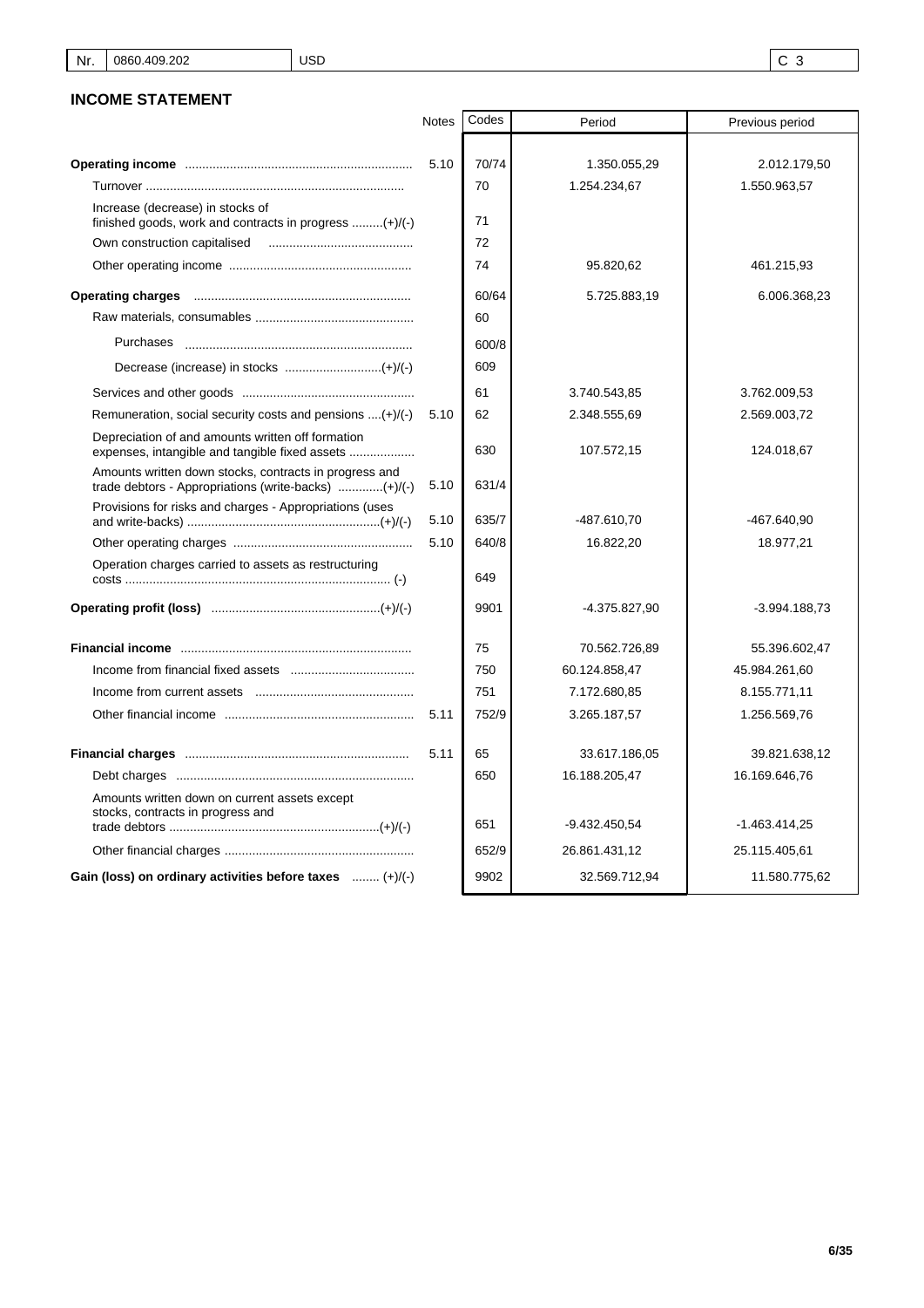| Nr. | 0860.409.202 | USD | C 3 |
|---|---|---|---|

## INCOME STATEMENT

| | Notes | Codes | Period | Previous period |
|---|---|---|---|---|
| **Operating income** | 5.10 | 70/74 | 1.350.055,29 | 2.012.179,50 |
| Turnover | | 70 | 1.254.234,67 | 1.550.963,57 |
| Increase (decrease) in stocks of finished goods, work and contracts in progress (+)/(-) | | 71 | | |
| Own construction capitalised | | 72 | | |
| Other operating income | | 74 | 95.820,62 | 461.215,93 |
| **Operating charges** | | 60/64 | 5.725.883,19 | 6.006.368,23 |
| Raw materials, consumables | | 60 | | |
| Purchases | | 600/8 | | |
| Decrease (increase) in stocks (+)/(-) | | 609 | | |
| Services and other goods | | 61 | 3.740.543,85 | 3.762.009,53 |
| Remuneration, social security costs and pensions (+)/(-) | 5.10 | 62 | 2.348.555,69 | 2.569.003,72 |
| Depreciation of and amounts written off formation expenses, intangible and tangible fixed assets | | 630 | 107.572,15 | 124.018,67 |
| Amounts written down stocks, contracts in progress and trade debtors - Appropriations (write-backs) (+)/(-) | 5.10 | 631/4 | | |
| Provisions for risks and charges - Appropriations (uses and write-backs) (+)/(-) | 5.10 | 635/7 | -487.610,70 | -467.640,90 |
| Other operating charges | 5.10 | 640/8 | 16.822,20 | 18.977,21 |
| Operation charges carried to assets as restructuring costs (-) | | 649 | | |
| **Operating profit (loss)** (+)/(-) | | 9901 | -4.375.827,90 | -3.994.188,73 |
| **Financial income** | | 75 | 70.562.726,89 | 55.396.602,47 |
| Income from financial fixed assets | | 750 | 60.124.858,47 | 45.984.261,60 |
| Income from current assets | | 751 | 7.172.680,85 | 8.155.771,11 |
| Other financial income | 5.11 | 752/9 | 3.265.187,57 | 1.256.569,76 |
| **Financial charges** | 5.11 | 65 | 33.617.186,05 | 39.821.638,12 |
| Debt charges | | 650 | 16.188.205,47 | 16.169.646,76 |
| Amounts written down on current assets except stocks, contracts in progress and trade debtors (+)/(-) | | 651 | -9.432.450,54 | -1.463.414,25 |
| Other financial charges | | 652/9 | 26.861.431,12 | 25.115.405,61 |
| **Gain (loss) on ordinary activities before taxes** (+)/(-) | | 9902 | 32.569.712,94 | 11.580.775,62 |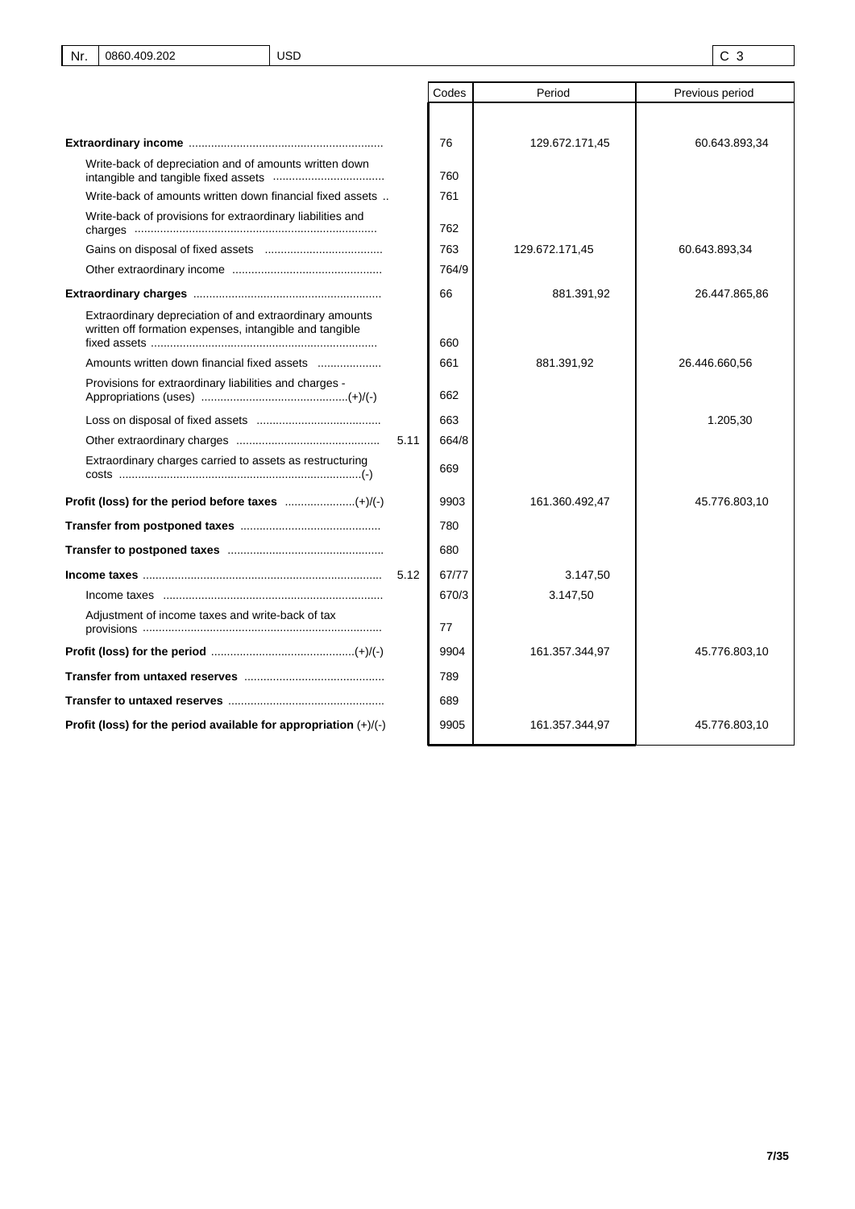| Nr. | 0860.409.202 | USD | C 3 |
|---|---|---|---|

| | | Codes | Period | Previous period |
|---|---|---|---|---|
| **Extraordinary income** | | 76 | 129.672.171,45 | 60.643.893,34 |
| Write-back of depreciation and of amounts written down intangible and tangible fixed assets | | 760 | | |
| Write-back of amounts written down financial fixed assets | | 761 | | |
| Write-back of provisions for extraordinary liabilities and charges | | 762 | | |
| Gains on disposal of fixed assets | | 763 | 129.672.171,45 | 60.643.893,34 |
| Other extraordinary income | | 764/9 | | |
| **Extraordinary charges** | | 66 | 881.391,92 | 26.447.865,86 |
| Extraordinary depreciation of and extraordinary amounts written off formation expenses, intangible and tangible fixed assets | | 660 | | |
| Amounts written down financial fixed assets | | 661 | 881.391,92 | 26.446.660,56 |
| Provisions for extraordinary liabilities and charges - Appropriations (uses) (+)/(-) | | 662 | | |
| Loss on disposal of fixed assets | | 663 | | 1.205,30 |
| Other extraordinary charges | 5.11 | 664/8 | | |
| Extraordinary charges carried to assets as restructuring costs (-) | | 669 | | |
| **Profit (loss) for the period before taxes** (+)/(-) | | 9903 | 161.360.492,47 | 45.776.803,10 |
| **Transfer from postponed taxes** | | 780 | | |
| **Transfer to postponed taxes** | | 680 | | |
| **Income taxes** | 5.12 | 67/77 | 3.147,50 | |
| Income taxes | | 670/3 | 3.147,50 | |
| Adjustment of income taxes and write-back of tax provisions | | 77 | | |
| **Profit (loss) for the period** (+)/(-) | | 9904 | 161.357.344,97 | 45.776.803,10 |
| **Transfer from untaxed reserves** | | 789 | | |
| **Transfer to untaxed reserves** | | 689 | | |
| **Profit (loss) for the period available for appropriation** (+)/(-) | | 9905 | 161.357.344,97 | 45.776.803,10 |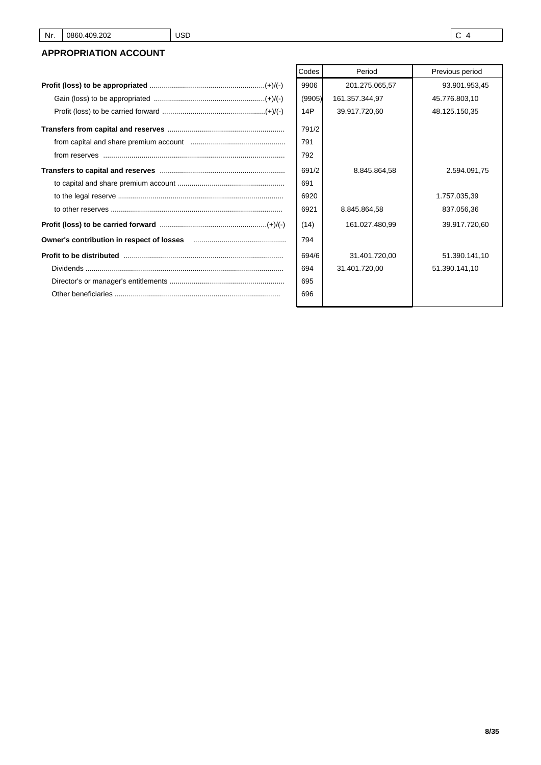| Nr. | 0860.409.202 | USD | C 4 |
|---|---|---|---|

## APPROPRIATION ACCOUNT

| | Codes | Period | Previous period |
|---|---|---|---|
| **Profit (loss) to be appropriated** (+)/(-) | 9906 | 201.275.065,57 | 93.901.953,45 |
| Gain (loss) to be appropriated (+)/(-) | (9905) | 161.357.344,97 | 45.776.803,10 |
| Profit (loss) to be carried forward (+)/(-) | 14P | 39.917.720,60 | 48.125.150,35 |
| **Transfers from capital and reserves** | 791/2 | | |
| from capital and share premium account | 791 | | |
| from reserves | 792 | | |
| **Transfers to capital and reserves** | 691/2 | 8.845.864,58 | 2.594.091,75 |
| to capital and share premium account | 691 | | |
| to the legal reserve | 6920 | | 1.757.035,39 |
| to other reserves | 6921 | 8.845.864,58 | 837.056,36 |
| **Profit (loss) to be carried forward** (+)/(-) | (14) | 161.027.480,99 | 39.917.720,60 |
| **Owner's contribution in respect of losses** | 794 | | |
| **Profit to be distributed** | 694/6 | 31.401.720,00 | 51.390.141,10 |
| Dividends | 694 | 31.401.720,00 | 51.390.141,10 |
| Director's or manager's entitlements | 695 | | |
| Other beneficiaries | 696 | | |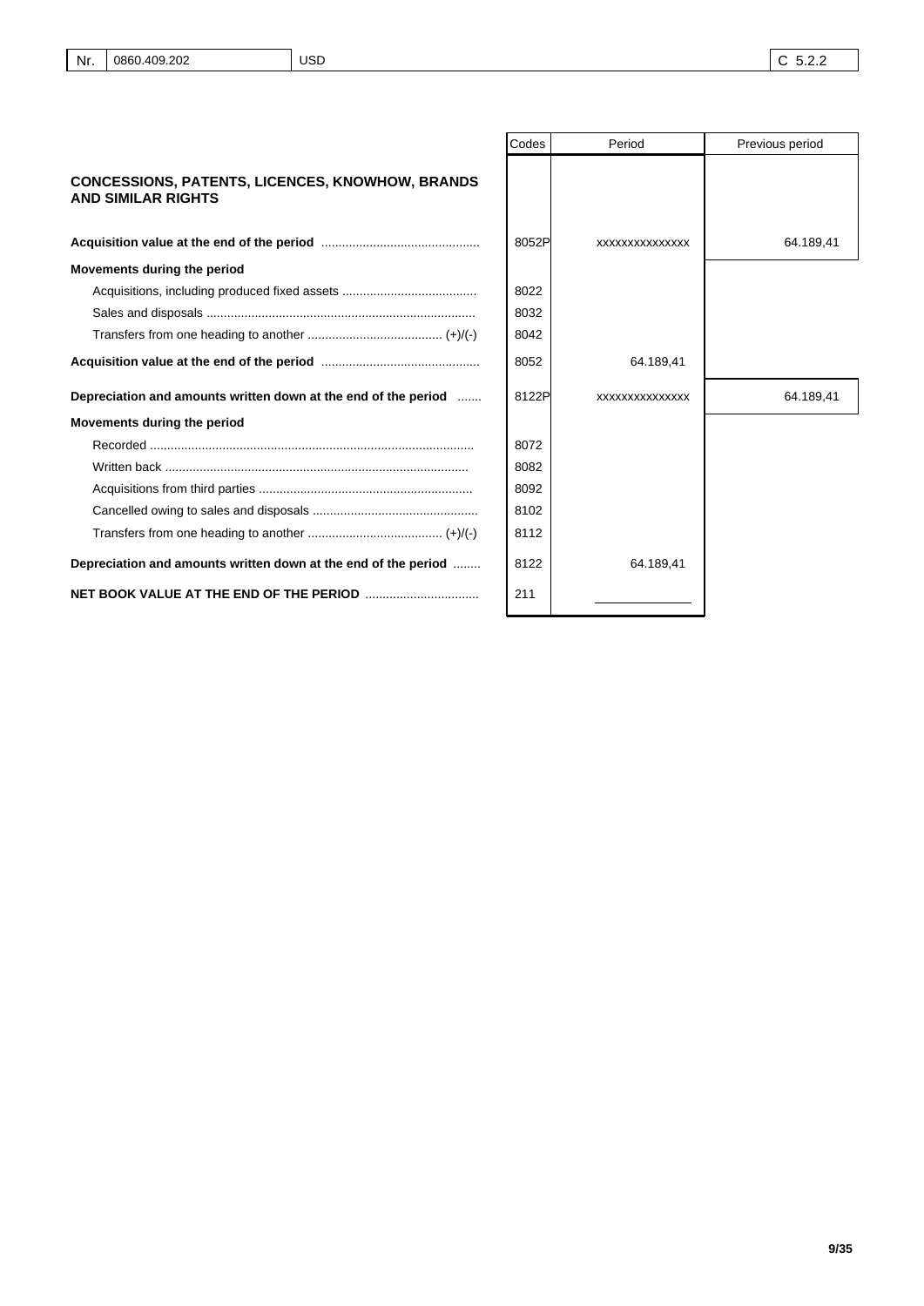| Nr. | 0860.409.202 | USD | C 5.2.2 |
|---|---|---|---|

| | Codes | Period | Previous period |
|---|---|---|---|
| **CONCESSIONS, PATENTS, LICENCES, KNOWHOW, BRANDS AND SIMILAR RIGHTS** | | | |
| **Acquisition value at the end of the period** | 8052P | xxxxxxxxxxxxxx | 64.189,41 |
| **Movements during the period** | | | |
| Acquisitions, including produced fixed assets | 8022 | | |
| Sales and disposals | 8032 | | |
| Transfers from one heading to another (+)/(-) | 8042 | | |
| **Acquisition value at the end of the period** | 8052 | 64.189,41 | |
| **Depreciation and amounts written down at the end of the period** | 8122P | xxxxxxxxxxxxxx | 64.189,41 |
| **Movements during the period** | | | |
| Recorded | 8072 | | |
| Written back | 8082 | | |
| Acquisitions from third parties | 8092 | | |
| Cancelled owing to sales and disposals | 8102 | | |
| Transfers from one heading to another (+)/(-) | 8112 | | |
| **Depreciation and amounts written down at the end of the period** | 8122 | 64.189,41 | |
| **NET BOOK VALUE AT THE END OF THE PERIOD** | 211 | | |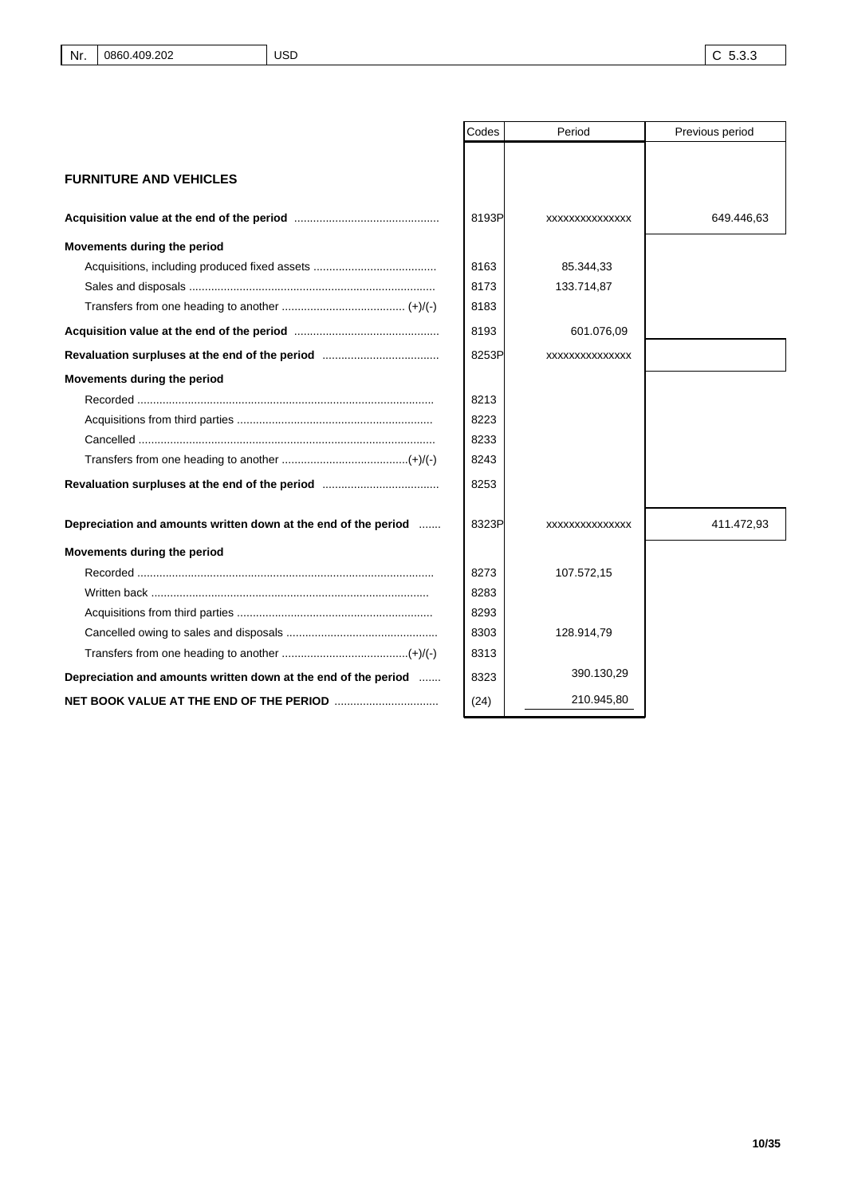| Nr. | 0860.409.202 | USD | C 5.3.3 |
|---|---|---|---|

## FURNITURE AND VEHICLES

| | Codes | Period | Previous period |
|---|---|---|---|
| **Acquisition value at the end of the period** | 8193P | xxxxxxxxxxxxxx | 649.446,63 |
| **Movements during the period** | | | |
| Acquisitions, including produced fixed assets | 8163 | 85.344,33 | |
| Sales and disposals | 8173 | 133.714,87 | |
| Transfers from one heading to another (+)/(-) | 8183 | | |
| **Acquisition value at the end of the period** | 8193 | 601.076,09 | |
| **Revaluation surpluses at the end of the period** | 8253P | xxxxxxxxxxxxxx | |
| **Movements during the period** | | | |
| Recorded | 8213 | | |
| Acquisitions from third parties | 8223 | | |
| Cancelled | 8233 | | |
| Transfers from one heading to another (+)/(-) | 8243 | | |
| **Revaluation surpluses at the end of the period** | 8253 | | |
| **Depreciation and amounts written down at the end of the period** | 8323P | xxxxxxxxxxxxxx | 411.472,93 |
| **Movements during the period** | | | |
| Recorded | 8273 | 107.572,15 | |
| Written back | 8283 | | |
| Acquisitions from third parties | 8293 | | |
| Cancelled owing to sales and disposals | 8303 | 128.914,79 | |
| Transfers from one heading to another (+)/(-) | 8313 | | |
| **Depreciation and amounts written down at the end of the period** | 8323 | 390.130,29 | |
| **NET BOOK VALUE AT THE END OF THE PERIOD** | (24) | 210.945,80 | |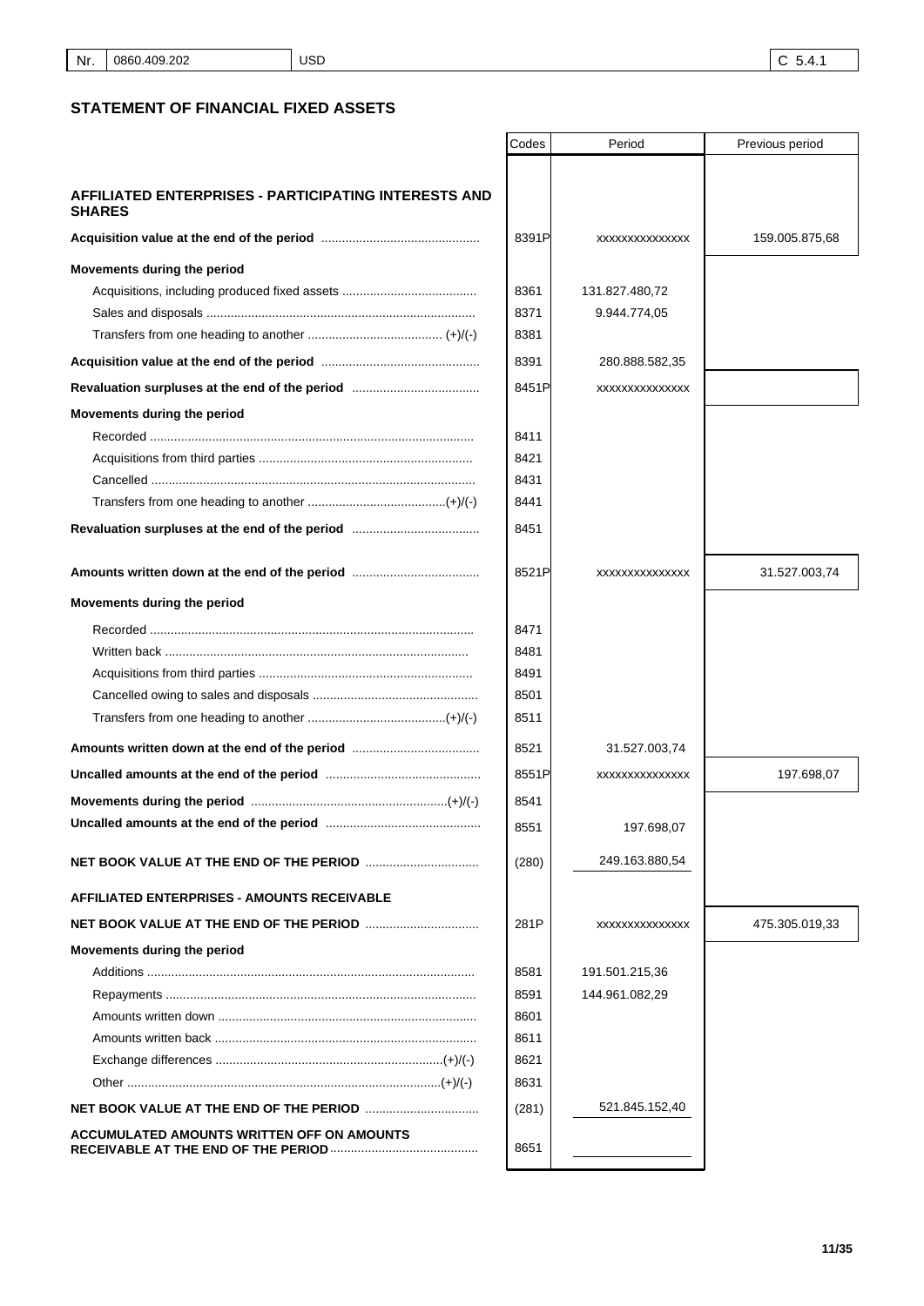| Nr. | 0860.409.202 | USD | C 5.4.1 |
|---|---|---|---|

## STATEMENT OF FINANCIAL FIXED ASSETS

| | Codes | Period | Previous period |
|---|---|---|---|
| **AFFILIATED ENTERPRISES - PARTICIPATING INTERESTS AND SHARES** | | | |
| **Acquisition value at the end of the period** | 8391P | xxxxxxxxxxxxxxx | 159.005.875,68 |
| **Movements during the period** | | | |
| Acquisitions, including produced fixed assets | 8361 | 131.827.480,72 | |
| Sales and disposals | 8371 | 9.944.774,05 | |
| Transfers from one heading to another (+)/(-) | 8381 | | |
| **Acquisition value at the end of the period** | 8391 | 280.888.582,35 | |
| **Revaluation surpluses at the end of the period** | 8451P | xxxxxxxxxxxxxxx | |
| **Movements during the period** | | | |
| Recorded | 8411 | | |
| Acquisitions from third parties | 8421 | | |
| Cancelled | 8431 | | |
| Transfers from one heading to another (+)/(-) | 8441 | | |
| **Revaluation surpluses at the end of the period** | 8451 | | |
| **Amounts written down at the end of the period** | 8521P | xxxxxxxxxxxxxxx | 31.527.003,74 |
| **Movements during the period** | | | |
| Recorded | 8471 | | |
| Written back | 8481 | | |
| Acquisitions from third parties | 8491 | | |
| Cancelled owing to sales and disposals | 8501 | | |
| Transfers from one heading to another (+)/(-) | 8511 | | |
| **Amounts written down at the end of the period** | 8521 | 31.527.003,74 | |
| **Uncalled amounts at the end of the period** | 8551P | xxxxxxxxxxxxxxx | 197.698,07 |
| **Movements during the period** (+)/(-) | 8541 | | |
| **Uncalled amounts at the end of the period** | 8551 | 197.698,07 | |
| **NET BOOK VALUE AT THE END OF THE PERIOD** | (280) | 249.163.880,54 | |
| **AFFILIATED ENTERPRISES - AMOUNTS RECEIVABLE** | | | |
| **NET BOOK VALUE AT THE END OF THE PERIOD** | 281P | xxxxxxxxxxxxxxx | 475.305.019,33 |
| **Movements during the period** | | | |
| Additions | 8581 | 191.501.215,36 | |
| Repayments | 8591 | 144.961.082,29 | |
| Amounts written down | 8601 | | |
| Amounts written back | 8611 | | |
| Exchange differences (+)/(-) | 8621 | | |
| Other (+)/(-) | 8631 | | |
| **NET BOOK VALUE AT THE END OF THE PERIOD** | (281) | 521.845.152,40 | |
| **ACCUMULATED AMOUNTS WRITTEN OFF ON AMOUNTS RECEIVABLE AT THE END OF THE PERIOD** | 8651 | | |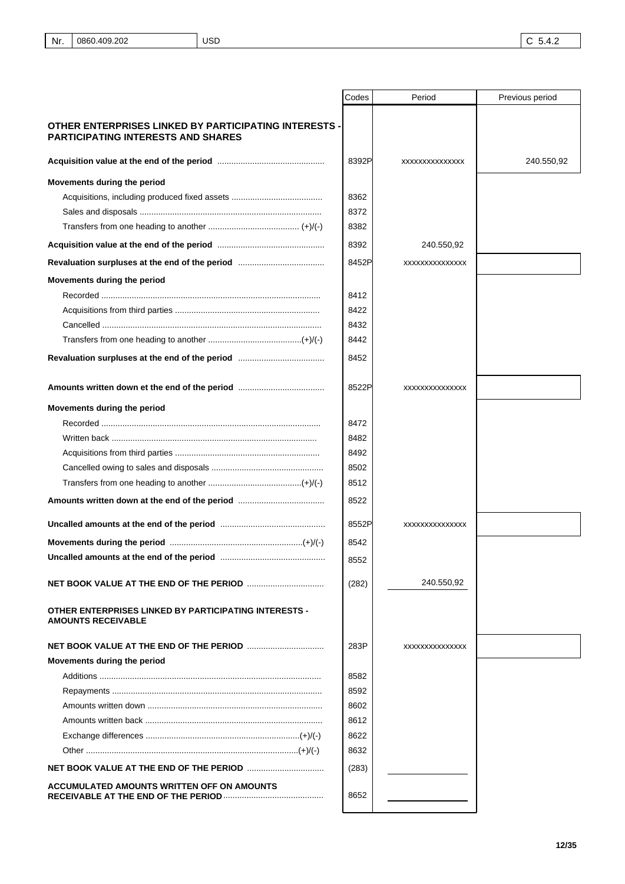| Nr. | 0860.409.202 | USD | C 5.4.2 |
|---|---|---|---|

| | Codes | Period | Previous period |
|---|---|---|---|
| **OTHER ENTERPRISES LINKED BY PARTICIPATING INTERESTS - PARTICIPATING INTERESTS AND SHARES** | | | |
| **Acquisition value at the end of the period** | 8392P | xxxxxxxxxxxxxx | 240.550,92 |
| **Movements during the period** | | | |
| Acquisitions, including produced fixed assets | 8362 | | |
| Sales and disposals | 8372 | | |
| Transfers from one heading to another (+)/(-) | 8382 | | |
| **Acquisition value at the end of the period** | 8392 | 240.550,92 | |
| **Revaluation surpluses at the end of the period** | 8452P | xxxxxxxxxxxxxx | |
| **Movements during the period** | | | |
| Recorded | 8412 | | |
| Acquisitions from third parties | 8422 | | |
| Cancelled | 8432 | | |
| Transfers from one heading to another (+)/(-) | 8442 | | |
| **Revaluation surpluses at the end of the period** | 8452 | | |
| **Amounts written down et the end of the period** | 8522P | xxxxxxxxxxxxxx | |
| **Movements during the period** | | | |
| Recorded | 8472 | | |
| Written back | 8482 | | |
| Acquisitions from third parties | 8492 | | |
| Cancelled owing to sales and disposals | 8502 | | |
| Transfers from one heading to another (+)/(-) | 8512 | | |
| **Amounts written down at the end of the period** | 8522 | | |
| **Uncalled amounts at the end of the period** | 8552P | xxxxxxxxxxxxxx | |
| **Movements during the period** (+)/(-) | 8542 | | |
| **Uncalled amounts at the end of the period** | 8552 | | |
| **NET BOOK VALUE AT THE END OF THE PERIOD** | (282) | 240.550,92 | |
| **OTHER ENTERPRISES LINKED BY PARTICIPATING INTERESTS - AMOUNTS RECEIVABLE** | | | |
| **NET BOOK VALUE AT THE END OF THE PERIOD** | 283P | xxxxxxxxxxxxxx | |
| **Movements during the period** | | | |
| Additions | 8582 | | |
| Repayments | 8592 | | |
| Amounts written down | 8602 | | |
| Amounts written back | 8612 | | |
| Exchange differences (+)/(-) | 8622 | | |
| Other (+)/(-) | 8632 | | |
| **NET BOOK VALUE AT THE END OF THE PERIOD** | (283) | | |
| **ACCUMULATED AMOUNTS WRITTEN OFF ON AMOUNTS RECEIVABLE AT THE END OF THE PERIOD** | 8652 | | |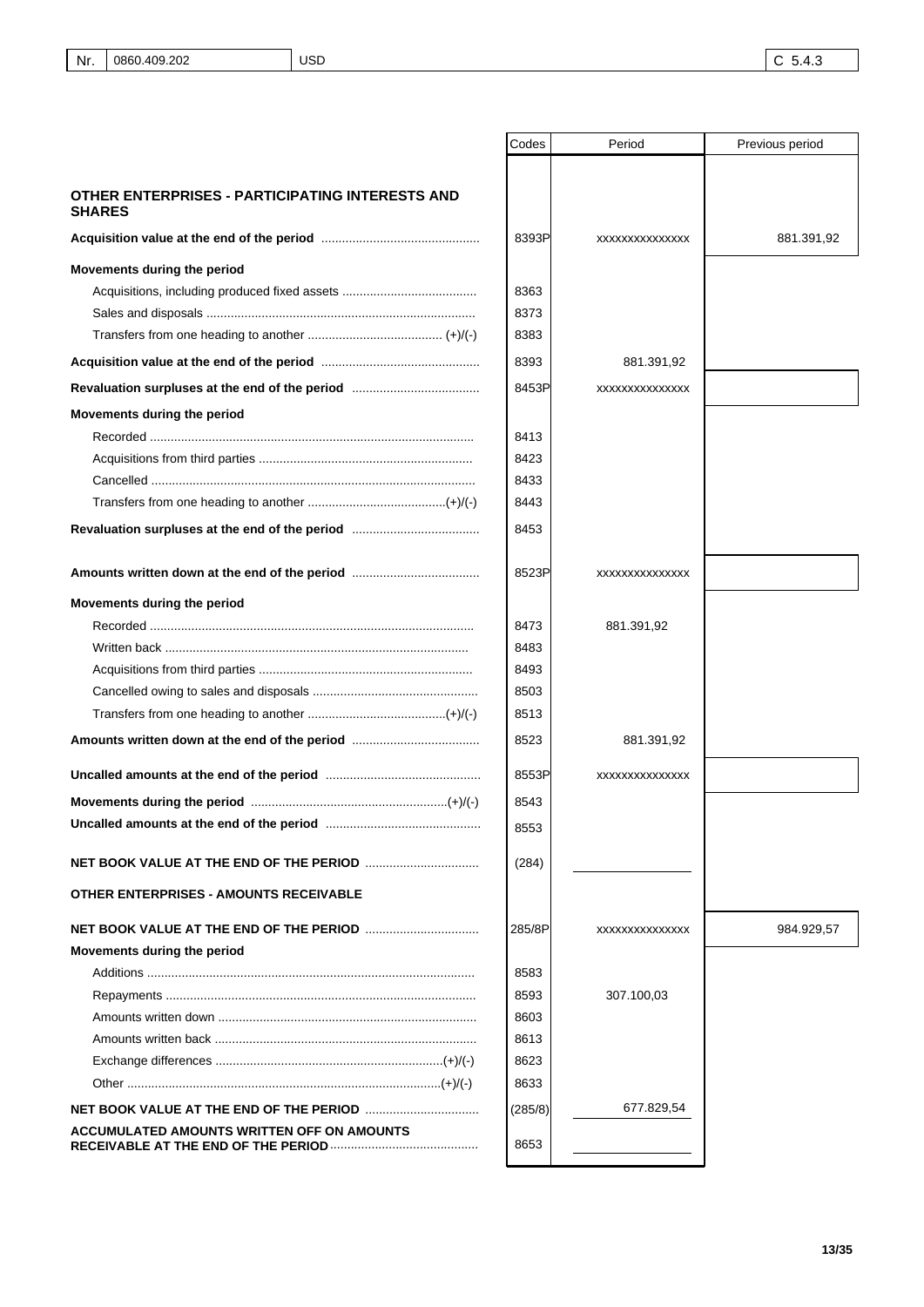| Nr. | 0860.409.202 | USD | C 5.4.3 |
|---|---|---|---|

| | Codes | Period | Previous period |
|---|---|---|---|
| **OTHER ENTERPRISES - PARTICIPATING INTERESTS AND SHARES** | | | |
| **Acquisition value at the end of the period** | 8393P | xxxxxxxxxxxxxx | 881.391,92 |
| **Movements during the period** | | | |
| Acquisitions, including produced fixed assets | 8363 | | |
| Sales and disposals | 8373 | | |
| Transfers from one heading to another (+)/(-) | 8383 | | |
| **Acquisition value at the end of the period** | 8393 | 881.391,92 | |
| **Revaluation surpluses at the end of the period** | 8453P | xxxxxxxxxxxxxx | |
| **Movements during the period** | | | |
| Recorded | 8413 | | |
| Acquisitions from third parties | 8423 | | |
| Cancelled | 8433 | | |
| Transfers from one heading to another (+)/(-) | 8443 | | |
| **Revaluation surpluses at the end of the period** | 8453 | | |
| **Amounts written down at the end of the period** | 8523P | xxxxxxxxxxxxxx | |
| **Movements during the period** | | | |
| Recorded | 8473 | 881.391,92 | |
| Written back | 8483 | | |
| Acquisitions from third parties | 8493 | | |
| Cancelled owing to sales and disposals | 8503 | | |
| Transfers from one heading to another (+)/(-) | 8513 | | |
| **Amounts written down at the end of the period** | 8523 | 881.391,92 | |
| **Uncalled amounts at the end of the period** | 8553P | xxxxxxxxxxxxxx | |
| **Movements during the period** (+)/(-) | 8543 | | |
| **Uncalled amounts at the end of the period** | 8553 | | |
| **NET BOOK VALUE AT THE END OF THE PERIOD** | (284) | | |
| **OTHER ENTERPRISES - AMOUNTS RECEIVABLE** | | | |
| **NET BOOK VALUE AT THE END OF THE PERIOD** | 285/8P | xxxxxxxxxxxxxx | 984.929,57 |
| **Movements during the period** | | | |
| Additions | 8583 | | |
| Repayments | 8593 | 307.100,03 | |
| Amounts written down | 8603 | | |
| Amounts written back | 8613 | | |
| Exchange differences (+)/(-) | 8623 | | |
| Other (+)/(-) | 8633 | | |
| **NET BOOK VALUE AT THE END OF THE PERIOD** | (285/8) | 677.829,54 | |
| **ACCUMULATED AMOUNTS WRITTEN OFF ON AMOUNTS RECEIVABLE AT THE END OF THE PERIOD** | 8653 | | |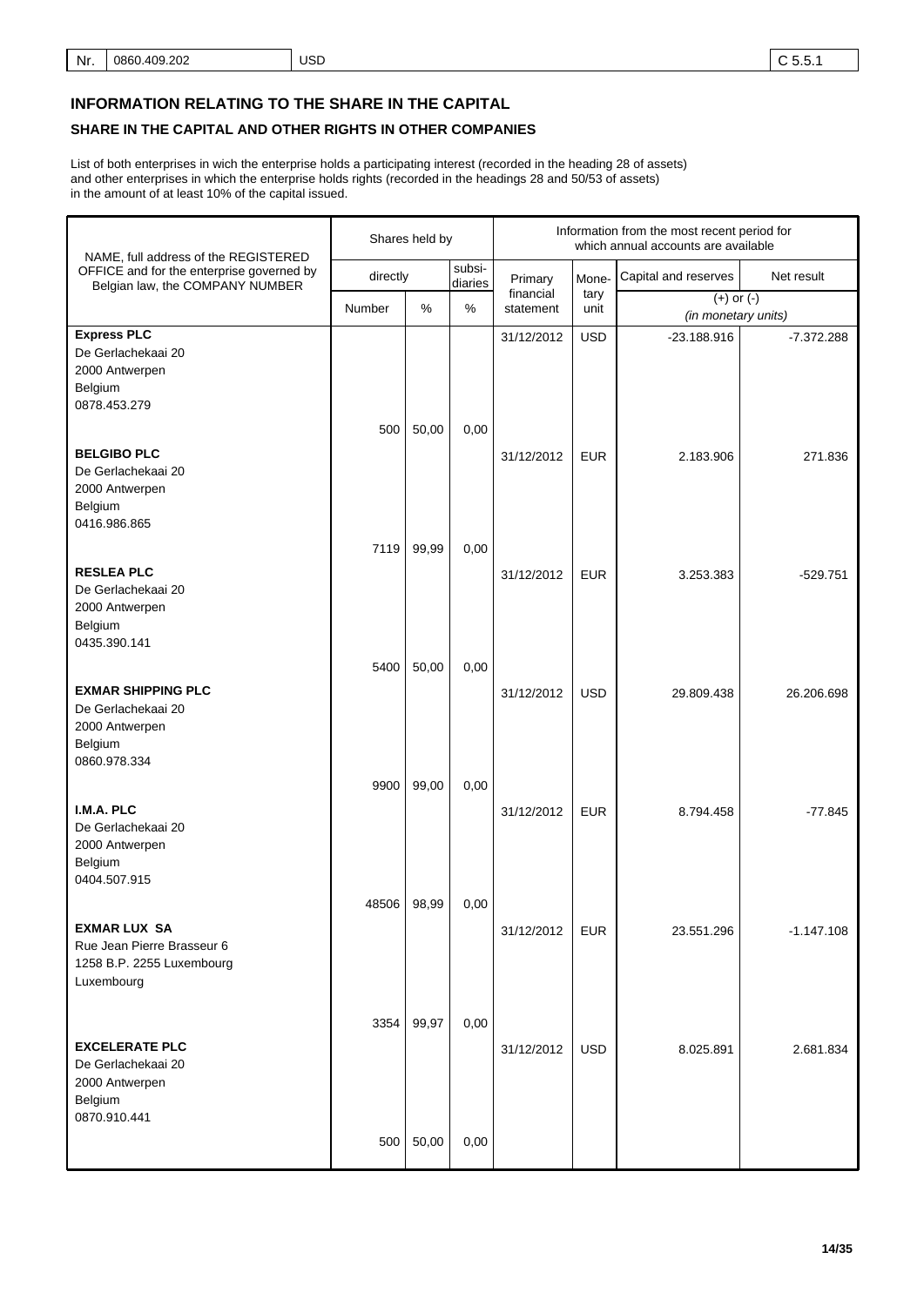| Nr. | 0860.409.202 | USD | C 5.5.1 |
|---|---|---|---|

## INFORMATION RELATING TO THE SHARE IN THE CAPITAL

### SHARE IN THE CAPITAL AND OTHER RIGHTS IN OTHER COMPANIES

List of both enterprises in wich the enterprise holds a participating interest (recorded in the heading 28 of assets) and other enterprises in which the enterprise holds rights (recorded in the headings 28 and 50/53 of assets) in the amount of at least 10% of the capital issued.

| NAME, full address of the REGISTERED OFFICE and for the enterprise governed by Belgian law, the COMPANY NUMBER | Shares held by | | | Information from the most recent period for which annual accounts are available | | | |
|---|---|---|---|---|---|---|---|
| | directly | | subsi-diaries | Primary financial statement | Mone-tary unit | Capital and reserves | Net result |
| | Number | % | % | | | (+) or (-) *(in monetary units)* | |
| **Express PLC** De Gerlachekaai 20 2000 Antwerpen Belgium 0878.453.279 | 500 | 50,00 | 0,00 | 31/12/2012 | USD | -23.188.916 | -7.372.288 |
| **BELGIBO PLC** De Gerlachekaai 20 2000 Antwerpen Belgium 0416.986.865 | 7119 | 99,99 | 0,00 | 31/12/2012 | EUR | 2.183.906 | 271.836 |
| **RESLEA PLC** De Gerlachekaai 20 2000 Antwerpen Belgium 0435.390.141 | 5400 | 50,00 | 0,00 | 31/12/2012 | EUR | 3.253.383 | -529.751 |
| **EXMAR SHIPPING PLC** De Gerlachekaai 20 2000 Antwerpen Belgium 0860.978.334 | 9900 | 99,00 | 0,00 | 31/12/2012 | USD | 29.809.438 | 26.206.698 |
| **I.M.A. PLC** De Gerlachekaai 20 2000 Antwerpen Belgium 0404.507.915 | 48506 | 98,99 | 0,00 | 31/12/2012 | EUR | 8.794.458 | -77.845 |
| **EXMAR LUX SA** Rue Jean Pierre Brasseur 6 1258 B.P. 2255 Luxembourg Luxembourg | 3354 | 99,97 | 0,00 | 31/12/2012 | EUR | 23.551.296 | -1.147.108 |
| **EXCELERATE PLC** De Gerlachekaai 20 2000 Antwerpen Belgium 0870.910.441 | 500 | 50,00 | 0,00 | 31/12/2012 | USD | 8.025.891 | 2.681.834 |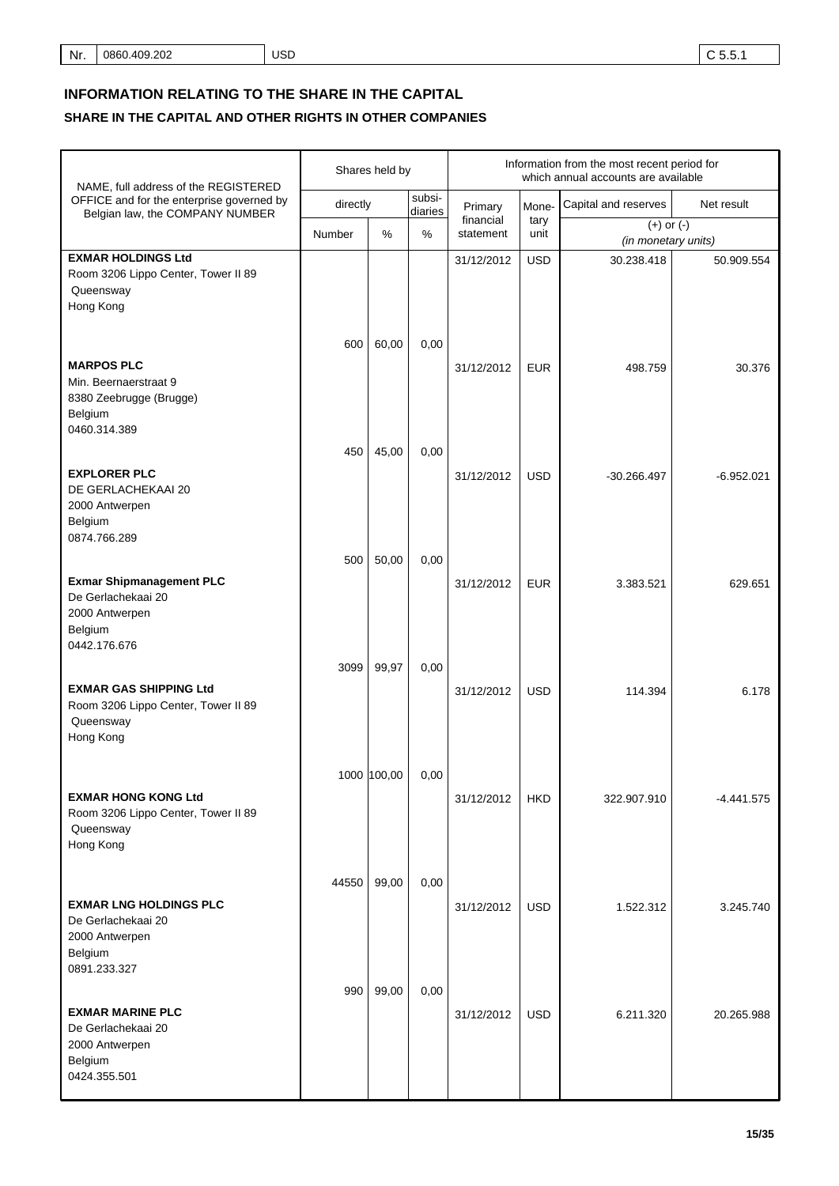# INFORMATION RELATING TO THE SHARE IN THE CAPITAL

## SHARE IN THE CAPITAL AND OTHER RIGHTS IN OTHER COMPANIES

| NAME, full address of the REGISTERED OFFICE and for the enterprise governed by Belgian law, the COMPANY NUMBER | Shares held by | | | Information from the most recent period for which annual accounts are available | | | |
|---|---|---|---|---|---|---|---|
| | directly | | subsidiaries | Primary financial statement | Monetary unit | Capital and reserves | Net result |
| | Number | % | % | | | (+) or (-) *(in monetary units)* | |
| **EXMAR HOLDINGS Ltd**<br>Room 3206 Lippo Center, Tower II 89<br>Queensway<br>Hong Kong | 600 | 60,00 | 0,00 | 31/12/2012 | USD | 30.238.418 | 50.909.554 |
| **MARPOS PLC**<br>Min. Beernaerstraat 9<br>8380 Zeebrugge (Brugge)<br>Belgium<br>0460.314.389 | 450 | 45,00 | 0,00 | 31/12/2012 | EUR | 498.759 | 30.376 |
| **EXPLORER PLC**<br>DE GERLACHEKAAI 20<br>2000 Antwerpen<br>Belgium<br>0874.766.289 | 500 | 50,00 | 0,00 | 31/12/2012 | USD | -30.266.497 | -6.952.021 |
| **Exmar Shipmanagement PLC**<br>De Gerlachekaai 20<br>2000 Antwerpen<br>Belgium<br>0442.176.676 | 3099 | 99,97 | 0,00 | 31/12/2012 | EUR | 3.383.521 | 629.651 |
| **EXMAR GAS SHIPPING Ltd**<br>Room 3206 Lippo Center, Tower II 89<br>Queensway<br>Hong Kong | 1000 | 100,00 | 0,00 | 31/12/2012 | USD | 114.394 | 6.178 |
| **EXMAR HONG KONG Ltd**<br>Room 3206 Lippo Center, Tower II 89<br>Queensway<br>Hong Kong | 44550 | 99,00 | 0,00 | 31/12/2012 | HKD | 322.907.910 | -4.441.575 |
| **EXMAR LNG HOLDINGS PLC**<br>De Gerlachekaai 20<br>2000 Antwerpen<br>Belgium<br>0891.233.327 | 990 | 99,00 | 0,00 | 31/12/2012 | USD | 1.522.312 | 3.245.740 |
| **EXMAR MARINE PLC**<br>De Gerlachekaai 20<br>2000 Antwerpen<br>Belgium<br>0424.355.501 | | | | 31/12/2012 | USD | 6.211.320 | 20.265.988 |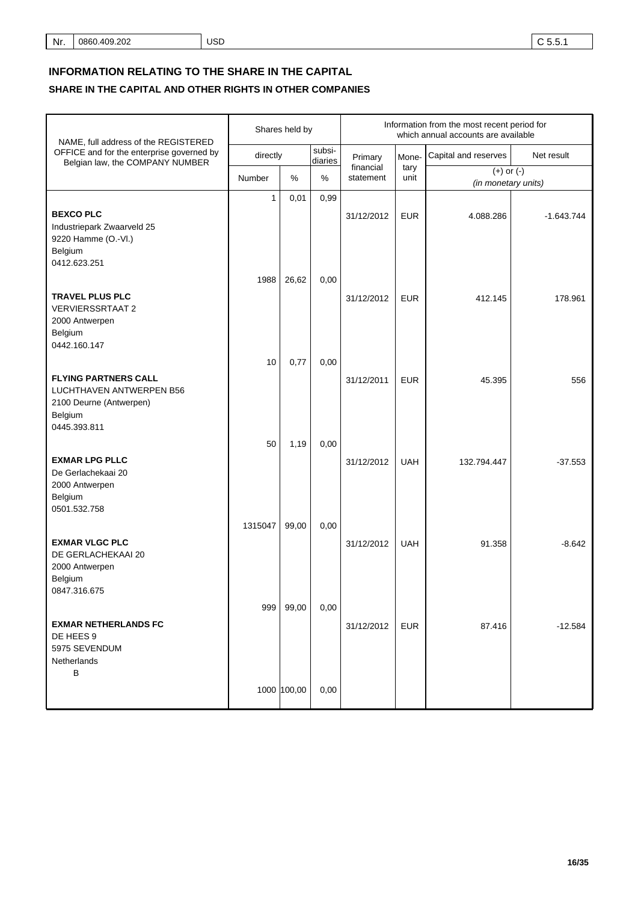## INFORMATION RELATING TO THE SHARE IN THE CAPITAL

### SHARE IN THE CAPITAL AND OTHER RIGHTS IN OTHER COMPANIES

| NAME, full address of the REGISTERED OFFICE and for the enterprise governed by Belgian law, the COMPANY NUMBER | Shares held by | | | Information from the most recent period for which annual accounts are available | | | |
|---|---|---|---|---|---|---|---|
| | directly | | subsi-diaries | Primary financial statement | Mone-tary unit | Capital and reserves | Net result |
| | Number | % | % | | | (+) or (-) *(in monetary units)* | |
| | 1 | 0,01 | 0,99 | | | | |
| **BEXCO PLC**<br>Industriepark Zwaarveld 25<br>9220 Hamme (O.-Vl.)<br>Belgium<br>0412.623.251 | | | | 31/12/2012 | EUR | 4.088.286 | -1.643.744 |
| | 1988 | 26,62 | 0,00 | | | | |
| **TRAVEL PLUS PLC**<br>VERVIERSSRTAAT 2<br>2000 Antwerpen<br>Belgium<br>0442.160.147 | | | | 31/12/2012 | EUR | 412.145 | 178.961 |
| | 10 | 0,77 | 0,00 | | | | |
| **FLYING PARTNERS CALL**<br>LUCHTHAVEN ANTWERPEN B56<br>2100 Deurne (Antwerpen)<br>Belgium<br>0445.393.811 | | | | 31/12/2011 | EUR | 45.395 | 556 |
| | 50 | 1,19 | 0,00 | | | | |
| **EXMAR LPG PLLC**<br>De Gerlachekaai 20<br>2000 Antwerpen<br>Belgium<br>0501.532.758 | | | | 31/12/2012 | UAH | 132.794.447 | -37.553 |
| | 1315047 | 99,00 | 0,00 | | | | |
| **EXMAR VLGC PLC**<br>DE GERLACHEKAAI 20<br>2000 Antwerpen<br>Belgium<br>0847.316.675 | | | | 31/12/2012 | UAH | 91.358 | -8.642 |
| | 999 | 99,00 | 0,00 | | | | |
| **EXMAR NETHERLANDS FC**<br>DE HEES 9<br>5975 SEVENDUM<br>Netherlands<br>B | | | | 31/12/2012 | EUR | 87.416 | -12.584 |
| | 1000 | 100,00 | 0,00 | | | | |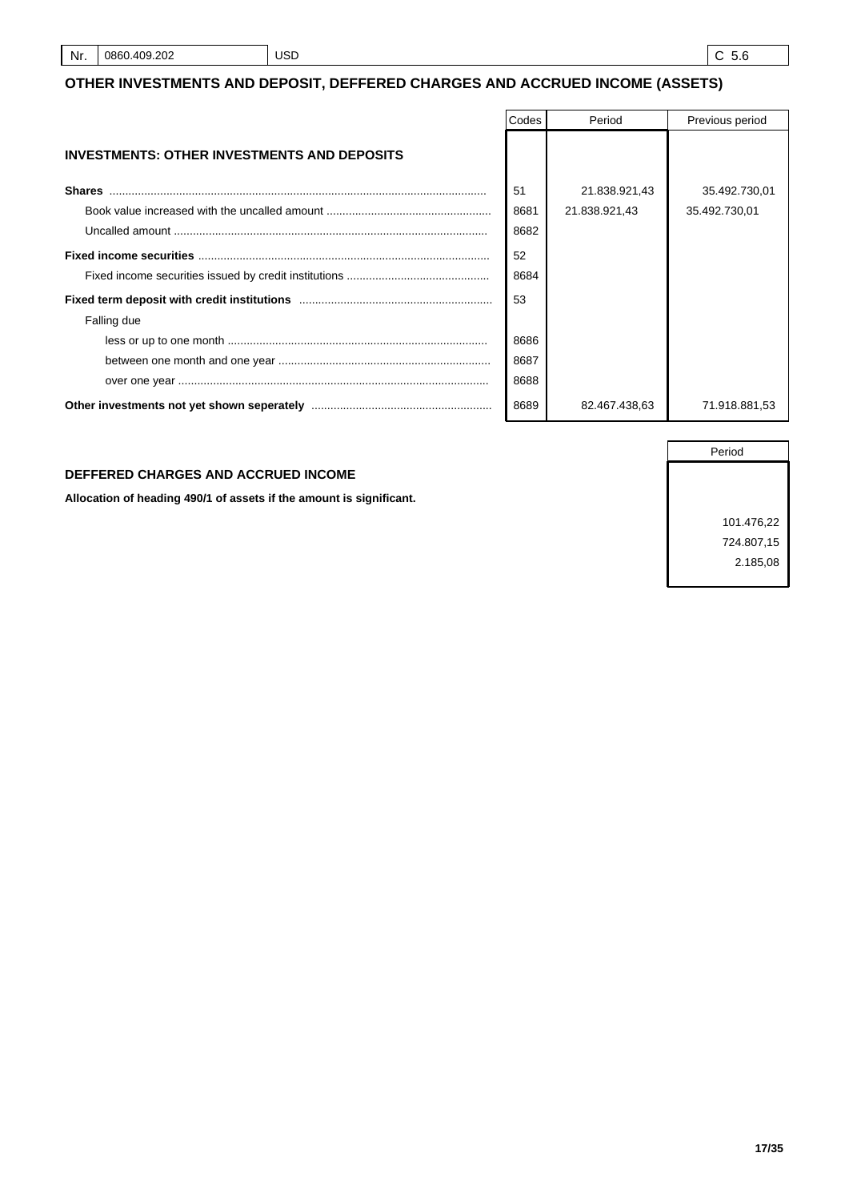| Nr. | 0860.409.202 | USD | C 5.6 |
|---|---|---|---|

## OTHER INVESTMENTS AND DEPOSIT, DEFFERED CHARGES AND ACCRUED INCOME (ASSETS)

| | Codes | Period | Previous period |
|---|---|---|---|
| **INVESTMENTS: OTHER INVESTMENTS AND DEPOSITS** | | | |
| **Shares** | 51 | 21.838.921,43 | 35.492.730,01 |
| Book value increased with the uncalled amount | 8681 | 21.838.921,43 | 35.492.730,01 |
| Uncalled amount | 8682 | | |
| **Fixed income securities** | 52 | | |
| Fixed income securities issued by credit institutions | 8684 | | |
| **Fixed term deposit with credit institutions** | 53 | | |
| Falling due | | | |
| less or up to one month | 8686 | | |
| between one month and one year | 8687 | | |
| over one year | 8688 | | |
| **Other investments not yet shown seperately** | 8689 | 82.467.438,63 | 71.918.881,53 |

| | Period |
|---|---|
| **DEFFERED CHARGES AND ACCRUED INCOME** | |
| **Allocation of heading 490/1 of assets if the amount is significant.** | |
| | 101.476,22 |
| | 724.807,15 |
| | 2.185,08 |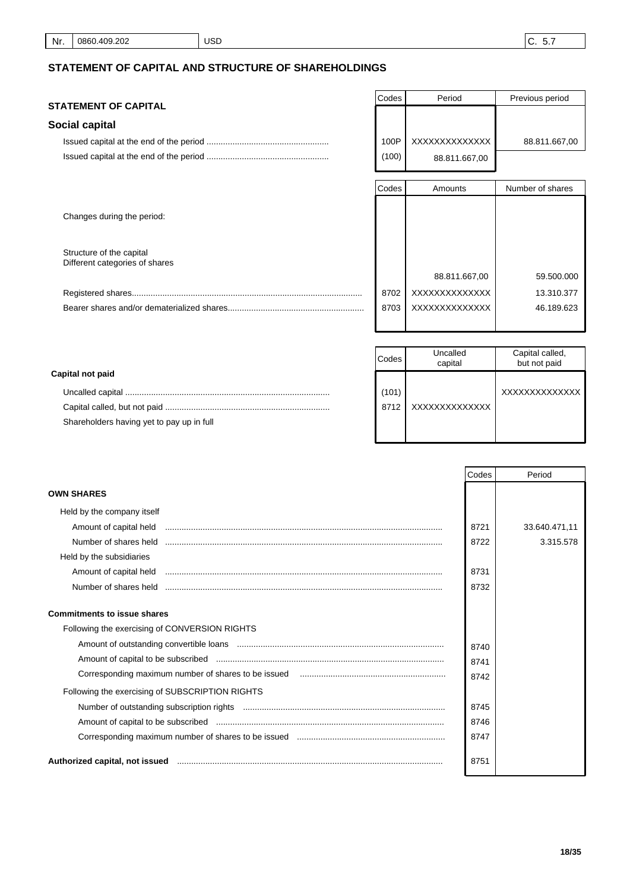| Nr. | 0860.409.202 | USD | C. 5.7 |
|---|---|---|---|

## STATEMENT OF CAPITAL AND STRUCTURE OF SHAREHOLDINGS

### STATEMENT OF CAPITAL

| | Codes | Period | Previous period |
|---|---|---|---|
| **Social capital** | | | |
| Issued capital at the end of the period | 100P | XXXXXXXXXXXXX | 88.811.667,00 |
| Issued capital at the end of the period | (100) | 88.811.667,00 | |

| | Codes | Amounts | Number of shares |
|---|---|---|---|
| Changes during the period: | | | |
| Structure of the capital<br>Different categories of shares | | | |
| | | 88.811.667,00 | 59.500.000 |
| Registered shares | 8702 | XXXXXXXXXXXXX | 13.310.377 |
| Bearer shares and/or dematerialized shares | 8703 | XXXXXXXXXXXXX | 46.189.623 |

| **Capital not paid** | Codes | Uncalled capital | Capital called, but not paid |
|---|---|---|---|
| Uncalled capital | (101) | | XXXXXXXXXXXXX |
| Capital called, but not paid | 8712 | XXXXXXXXXXXXX | |
| Shareholders having yet to pay up in full | | | |

| | Codes | Period |
|---|---|---|
| **OWN SHARES** | | |
| Held by the company itself | | |
| Amount of capital held | 8721 | 33.640.471,11 |
| Number of shares held | 8722 | 3.315.578 |
| Held by the subsidiaries | | |
| Amount of capital held | 8731 | |
| Number of shares held | 8732 | |
| **Commitments to issue shares** | | |
| Following the exercising of CONVERSION RIGHTS | | |
| Amount of outstanding convertible loans | 8740 | |
| Amount of capital to be subscribed | 8741 | |
| Corresponding maximum number of shares to be issued | 8742 | |
| Following the exercising of SUBSCRIPTION RIGHTS | | |
| Number of outstanding subscription rights | 8745 | |
| Amount of capital to be subscribed | 8746 | |
| Corresponding maximum number of shares to be issued | 8747 | |
| **Authorized capital, not issued** | 8751 | |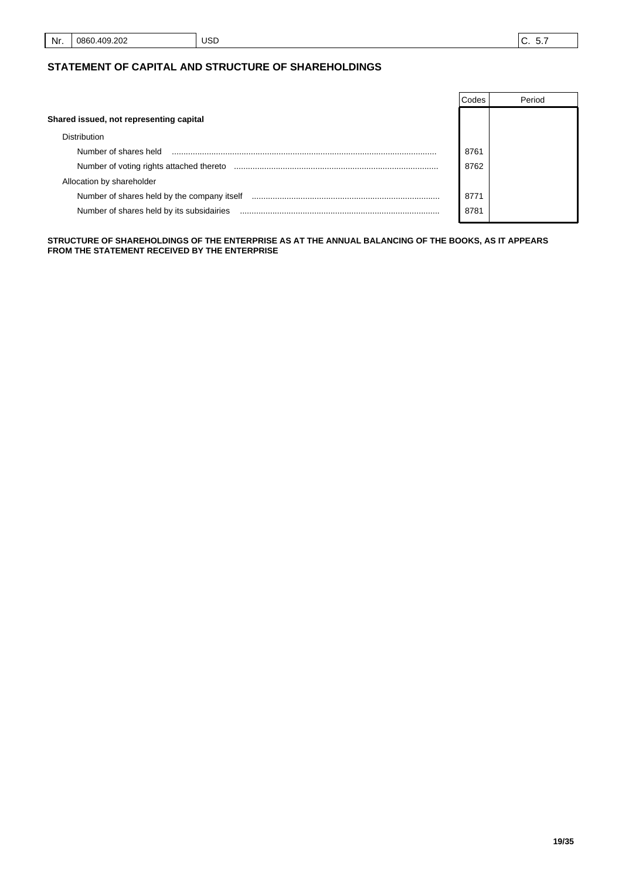| Nr. | 0860.409.202 | USD | C. 5.7 |
|---|---|---|---|

## STATEMENT OF CAPITAL AND STRUCTURE OF SHAREHOLDINGS

| | Codes | Period |
|---|---|---|
| **Shared issued, not representing capital** | | |
| Distribution | | |
| Number of shares held | 8761 | |
| Number of voting rights attached thereto | 8762 | |
| Allocation by shareholder | | |
| Number of shares held by the company itself | 8771 | |
| Number of shares held by its subsidairies | 8781 | |

**STRUCTURE OF SHAREHOLDINGS OF THE ENTERPRISE AS AT THE ANNUAL BALANCING OF THE BOOKS, AS IT APPEARS FROM THE STATEMENT RECEIVED BY THE ENTERPRISE**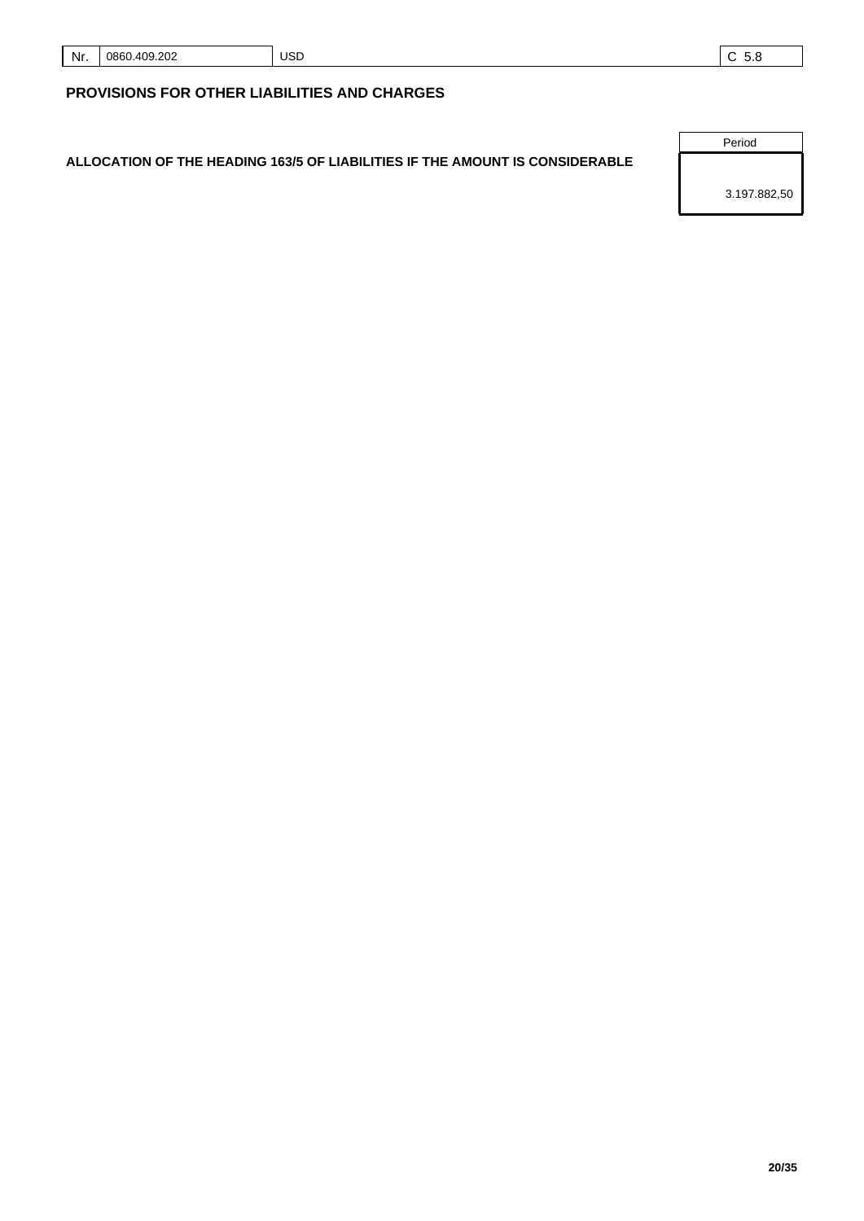| Nr. | 0860.409.202 | USD | C 5.8 |
|---|---|---|---|

## PROVISIONS FOR OTHER LIABILITIES AND CHARGES

| | Period |
|---|---|
| **ALLOCATION OF THE HEADING 163/5 OF LIABILITIES IF THE AMOUNT IS CONSIDERABLE** | 3.197.882,50 |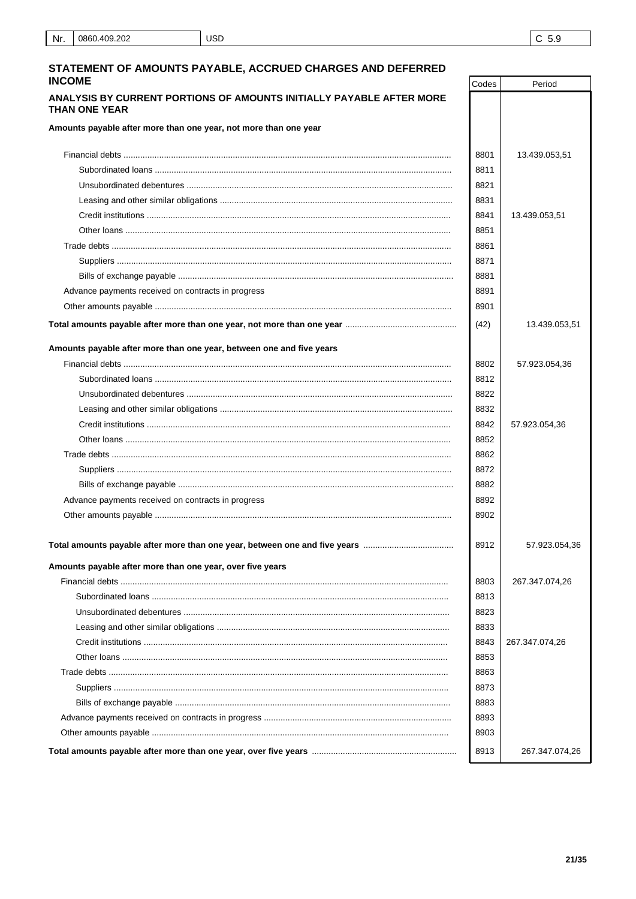| Nr. | 0860.409.202 | USD | C 5.9 |
|---|---|---|---|

## STATEMENT OF AMOUNTS PAYABLE, ACCRUED CHARGES AND DEFERRED INCOME

| | Codes | Period |
|---|---|---|
| **ANALYSIS BY CURRENT PORTIONS OF AMOUNTS INITIALLY PAYABLE AFTER MORE THAN ONE YEAR** | | |
| **Amounts payable after more than one year, not more than one year** | | |
| Financial debts | 8801 | 13.439.053,51 |
| Subordinated loans | 8811 | |
| Unsubordinated debentures | 8821 | |
| Leasing and other similar obligations | 8831 | |
| Credit institutions | 8841 | 13.439.053,51 |
| Other loans | 8851 | |
| Trade debts | 8861 | |
| Suppliers | 8871 | |
| Bills of exchange payable | 8881 | |
| Advance payments received on contracts in progress | 8891 | |
| Other amounts payable | 8901 | |
| **Total amounts payable after more than one year, not more than one year** | (42) | 13.439.053,51 |
| **Amounts payable after more than one year, between one and five years** | | |
| Financial debts | 8802 | 57.923.054,36 |
| Subordinated loans | 8812 | |
| Unsubordinated debentures | 8822 | |
| Leasing and other similar obligations | 8832 | |
| Credit institutions | 8842 | 57.923.054,36 |
| Other loans | 8852 | |
| Trade debts | 8862 | |
| Suppliers | 8872 | |
| Bills of exchange payable | 8882 | |
| Advance payments received on contracts in progress | 8892 | |
| Other amounts payable | 8902 | |
| **Total amounts payable after more than one year, between one and five years** | 8912 | 57.923.054,36 |
| **Amounts payable after more than one year, over five years** | | |
| Financial debts | 8803 | 267.347.074,26 |
| Subordinated loans | 8813 | |
| Unsubordinated debentures | 8823 | |
| Leasing and other similar obligations | 8833 | |
| Credit institutions | 8843 | 267.347.074,26 |
| Other loans | 8853 | |
| Trade debts | 8863 | |
| Suppliers | 8873 | |
| Bills of exchange payable | 8883 | |
| Advance payments received on contracts in progress | 8893 | |
| Other amounts payable | 8903 | |
| **Total amounts payable after more than one year, over five years** | 8913 | 267.347.074,26 |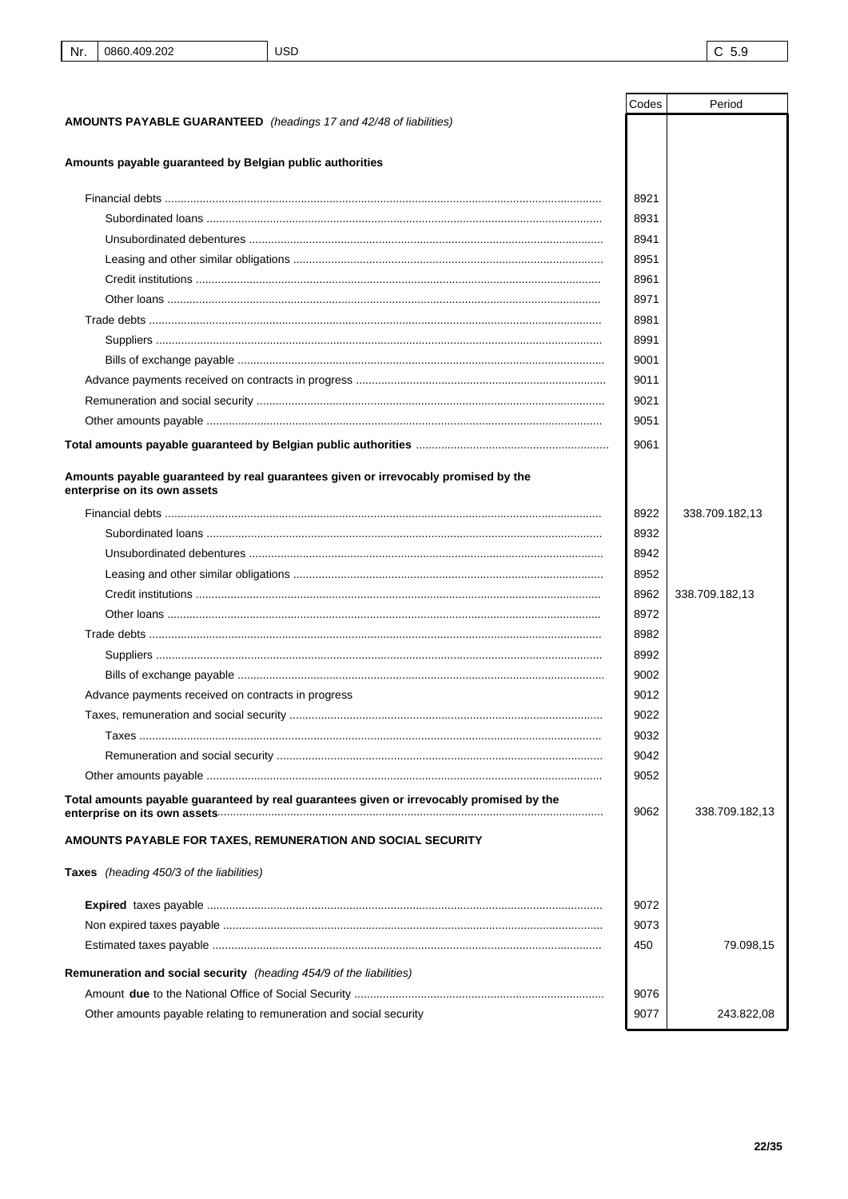| Nr. | 0860.409.202 | USD | C 5.9 |
|---|---|---|---|

| | Codes | Period |
|---|---|---|
| **AMOUNTS PAYABLE GUARANTEED** *(headings 17 and 42/48 of liabilities)* | | |
| **Amounts payable guaranteed by Belgian public authorities** | | |
| Financial debts | 8921 | |
| Subordinated loans | 8931 | |
| Unsubordinated debentures | 8941 | |
| Leasing and other similar obligations | 8951 | |
| Credit institutions | 8961 | |
| Other loans | 8971 | |
| Trade debts | 8981 | |
| Suppliers | 8991 | |
| Bills of exchange payable | 9001 | |
| Advance payments received on contracts in progress | 9011 | |
| Remuneration and social security | 9021 | |
| Other amounts payable | 9051 | |
| **Total amounts payable guaranteed by Belgian public authorities** | 9061 | |
| **Amounts payable guaranteed by real guarantees given or irrevocably promised by the enterprise on its own assets** | | |
| Financial debts | 8922 | 338.709.182,13 |
| Subordinated loans | 8932 | |
| Unsubordinated debentures | 8942 | |
| Leasing and other similar obligations | 8952 | |
| Credit institutions | 8962 | 338.709.182,13 |
| Other loans | 8972 | |
| Trade debts | 8982 | |
| Suppliers | 8992 | |
| Bills of exchange payable | 9002 | |
| Advance payments received on contracts in progress | 9012 | |
| Taxes, remuneration and social security | 9022 | |
| Taxes | 9032 | |
| Remuneration and social security | 9042 | |
| Other amounts payable | 9052 | |
| **Total amounts payable guaranteed by real guarantees given or irrevocably promised by the enterprise on its own assets** | 9062 | 338.709.182,13 |
| **AMOUNTS PAYABLE FOR TAXES, REMUNERATION AND SOCIAL SECURITY** | | |
| **Taxes** *(heading 450/3 of the liabilities)* | | |
| **Expired** taxes payable | 9072 | |
| Non expired taxes payable | 9073 | |
| Estimated taxes payable | 450 | 79.098,15 |
| **Remuneration and social security** *(heading 454/9 of the liabilities)* | | |
| Amount **due** to the National Office of Social Security | 9076 | |
| Other amounts payable relating to remuneration and social security | 9077 | 243.822,08 |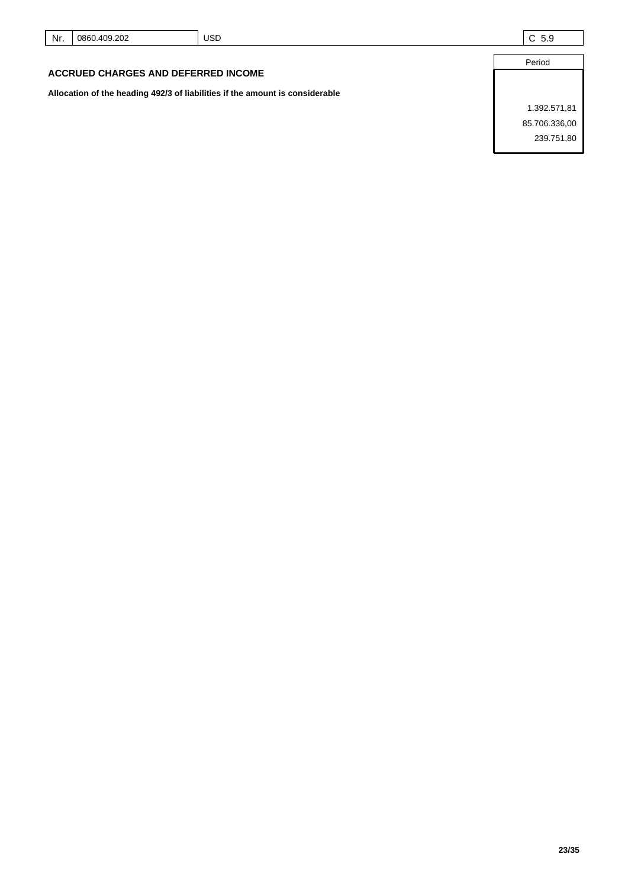| Nr. | 0860.409.202 | USD | C 5.9 |
|---|---|---|---|

## ACCRUED CHARGES AND DEFERRED INCOME

| | Period |
|---|---|
| **Allocation of the heading 492/3 of liabilities if the amount is considerable** | |
| | 1.392.571,81 |
| | 85.706.336,00 |
| | 239.751,80 |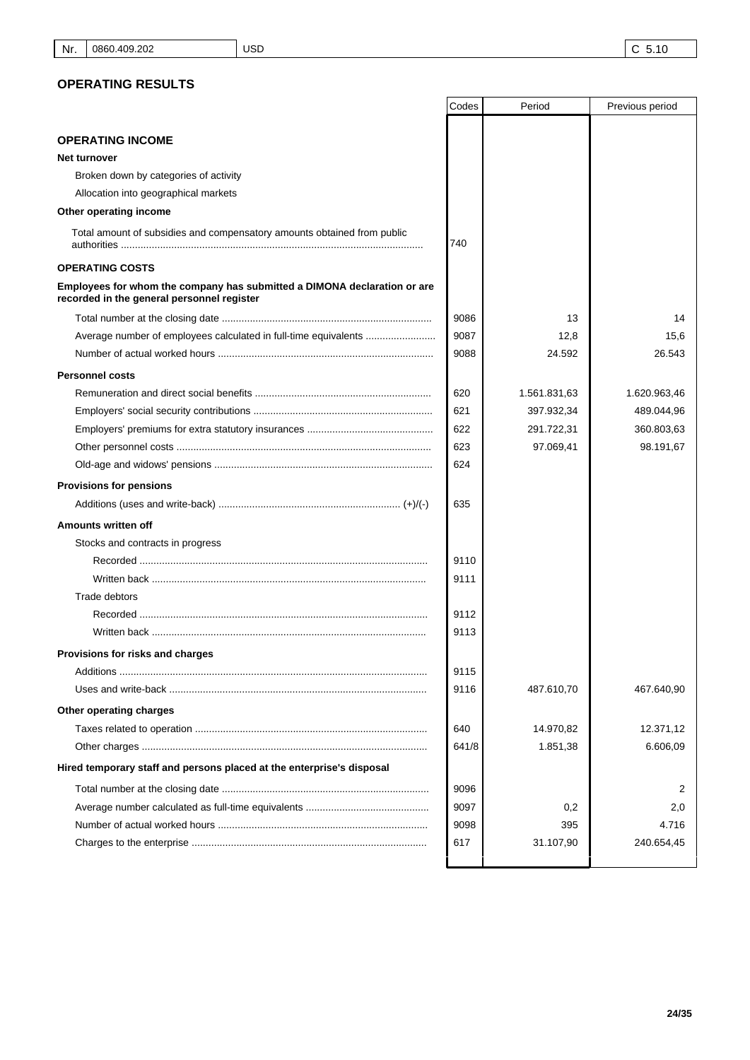| Nr. | 0860.409.202 | USD | C 5.10 |
|---|---|---|---|

## OPERATING RESULTS

| | Codes | Period | Previous period |
|---|---|---|---|
| **OPERATING INCOME** | | | |
| **Net turnover** | | | |
| Broken down by categories of activity | | | |
| Allocation into geographical markets | | | |
| **Other operating income** | | | |
| Total amount of subsidies and compensatory amounts obtained from public authorities | 740 | | |
| **OPERATING COSTS** | | | |
| **Employees for whom the company has submitted a DIMONA declaration or are recorded in the general personnel register** | | | |
| Total number at the closing date | 9086 | 13 | 14 |
| Average number of employees calculated in full-time equivalents | 9087 | 12,8 | 15,6 |
| Number of actual worked hours | 9088 | 24.592 | 26.543 |
| **Personnel costs** | | | |
| Remuneration and direct social benefits | 620 | 1.561.831,63 | 1.620.963,46 |
| Employers' social security contributions | 621 | 397.932,34 | 489.044,96 |
| Employers' premiums for extra statutory insurances | 622 | 291.722,31 | 360.803,63 |
| Other personnel costs | 623 | 97.069,41 | 98.191,67 |
| Old-age and widows' pensions | 624 | | |
| **Provisions for pensions** | | | |
| Additions (uses and write-back) (+)/(-) | 635 | | |
| **Amounts written off** | | | |
| Stocks and contracts in progress | | | |
| Recorded | 9110 | | |
| Written back | 9111 | | |
| Trade debtors | | | |
| Recorded | 9112 | | |
| Written back | 9113 | | |
| **Provisions for risks and charges** | | | |
| Additions | 9115 | | |
| Uses and write-back | 9116 | 487.610,70 | 467.640,90 |
| **Other operating charges** | | | |
| Taxes related to operation | 640 | 14.970,82 | 12.371,12 |
| Other charges | 641/8 | 1.851,38 | 6.606,09 |
| **Hired temporary staff and persons placed at the enterprise's disposal** | | | |
| Total number at the closing date | 9096 | | 2 |
| Average number calculated as full-time equivalents | 9097 | 0,2 | 2,0 |
| Number of actual worked hours | 9098 | 395 | 4.716 |
| Charges to the enterprise | 617 | 31.107,90 | 240.654,45 |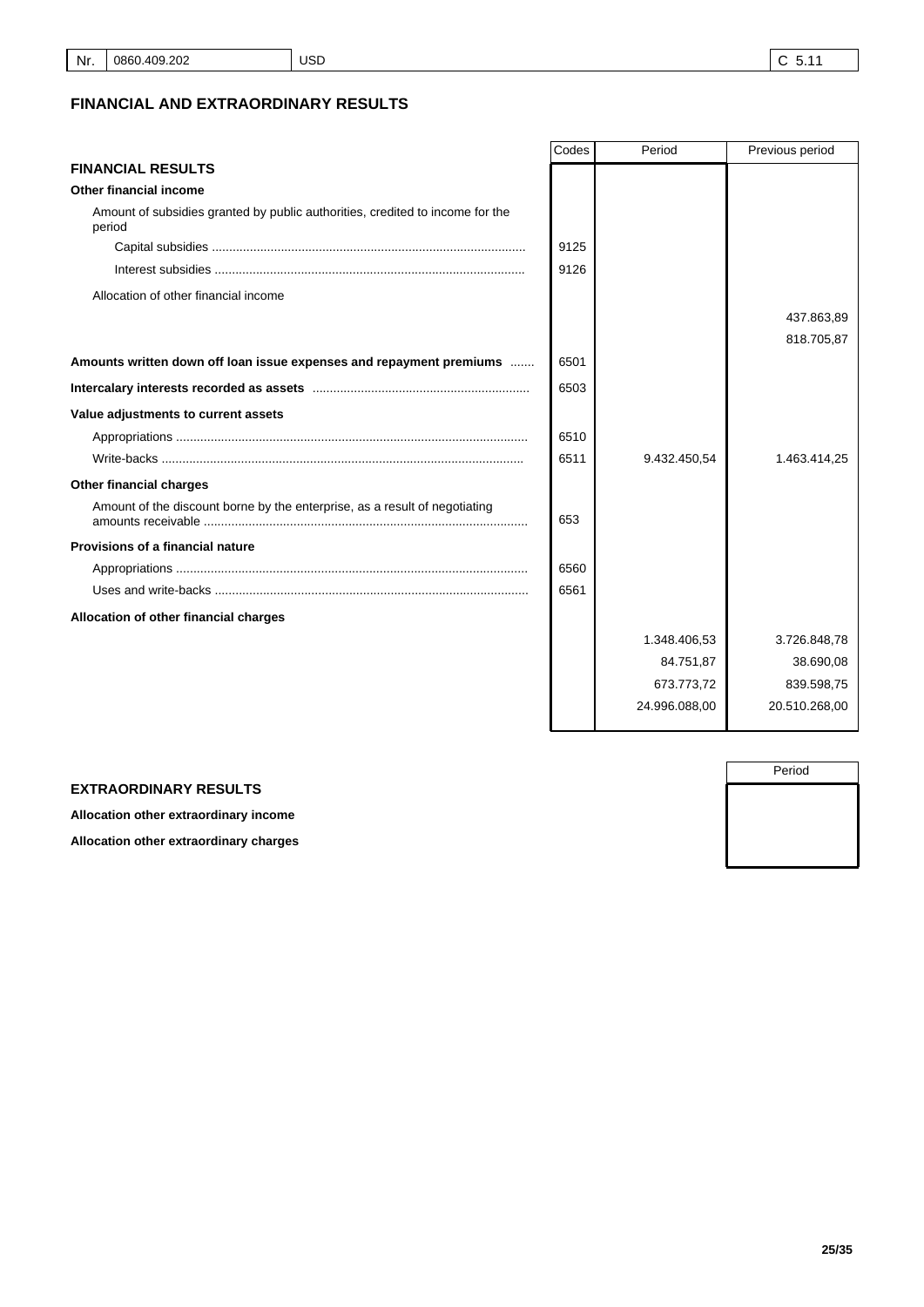| Nr. | 0860.409.202 | USD | C 5.11 |
|---|---|---|---|

## FINANCIAL AND EXTRAORDINARY RESULTS

| | Codes | Period | Previous period |
|---|---|---|---|
| **FINANCIAL RESULTS** | | | |
| **Other financial income** | | | |
| Amount of subsidies granted by public authorities, credited to income for the period | | | |
| Capital subsidies | 9125 | | |
| Interest subsidies | 9126 | | |
| Allocation of other financial income | | | |
| | | | 437.863,89 |
| | | | 818.705,87 |
| **Amounts written down off loan issue expenses and repayment premiums** | 6501 | | |
| **Intercalary interests recorded as assets** | 6503 | | |
| **Value adjustments to current assets** | | | |
| Appropriations | 6510 | | |
| Write-backs | 6511 | 9.432.450,54 | 1.463.414,25 |
| **Other financial charges** | | | |
| Amount of the discount borne by the enterprise, as a result of negotiating amounts receivable | 653 | | |
| **Provisions of a financial nature** | | | |
| Appropriations | 6560 | | |
| Uses and write-backs | 6561 | | |
| **Allocation of other financial charges** | | | |
| | | 1.348.406,53 | 3.726.848,78 |
| | | 84.751,87 | 38.690,08 |
| | | 673.773,72 | 839.598,75 |
| | | 24.996.088,00 | 20.510.268,00 |

| | Period |
|---|---|
| **EXTRAORDINARY RESULTS** | |
| **Allocation other extraordinary income** | |
| **Allocation other extraordinary charges** | |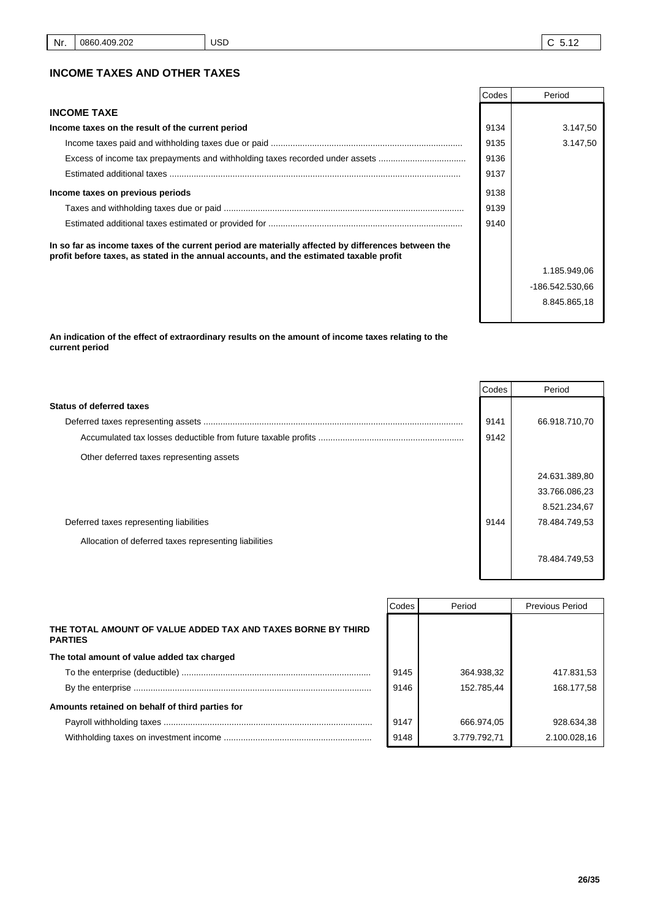| Nr. | 0860.409.202 | USD | C 5.12 |
|---|---|---|---|

## INCOME TAXES AND OTHER TAXES

| | Codes | Period |
|---|---|---|
| **INCOME TAXE** | | |
| **Income taxes on the result of the current period** | 9134 | 3.147,50 |
| Income taxes paid and withholding taxes due or paid | 9135 | 3.147,50 |
| Excess of income tax prepayments and withholding taxes recorded under assets | 9136 | |
| Estimated additional taxes | 9137 | |
| **Income taxes on previous periods** | 9138 | |
| Taxes and withholding taxes due or paid | 9139 | |
| Estimated additional taxes estimated or provided for | 9140 | |
| **In so far as income taxes of the current period are materially affected by differences between the profit before taxes, as stated in the annual accounts, and the estimated taxable profit** | | |
| | | 1.185.949,06 |
| | | -186.542.530,66 |
| | | 8.845.865,18 |

**An indication of the effect of extraordinary results on the amount of income taxes relating to the current period**

| | Codes | Period |
|---|---|---|
| **Status of deferred taxes** | | |
| Deferred taxes representing assets | 9141 | 66.918.710,70 |
| Accumulated tax losses deductible from future taxable profits | 9142 | |
| Other deferred taxes representing assets | | |
| | | 24.631.389,80 |
| | | 33.766.086,23 |
| | | 8.521.234,67 |
| Deferred taxes representing liabilities | 9144 | 78.484.749,53 |
| Allocation of deferred taxes representing liabilities | | |
| | | 78.484.749,53 |

| | Codes | Period | Previous Period |
|---|---|---|---|
| **THE TOTAL AMOUNT OF VALUE ADDED TAX AND TAXES BORNE BY THIRD PARTIES** | | | |
| **The total amount of value added tax charged** | | | |
| To the enterprise (deductible) | 9145 | 364.938,32 | 417.831,53 |
| By the enterprise | 9146 | 152.785,44 | 168.177,58 |
| **Amounts retained on behalf of third parties for** | | | |
| Payroll withholding taxes | 9147 | 666.974,05 | 928.634,38 |
| Withholding taxes on investment income | 9148 | 3.779.792,71 | 2.100.028,16 |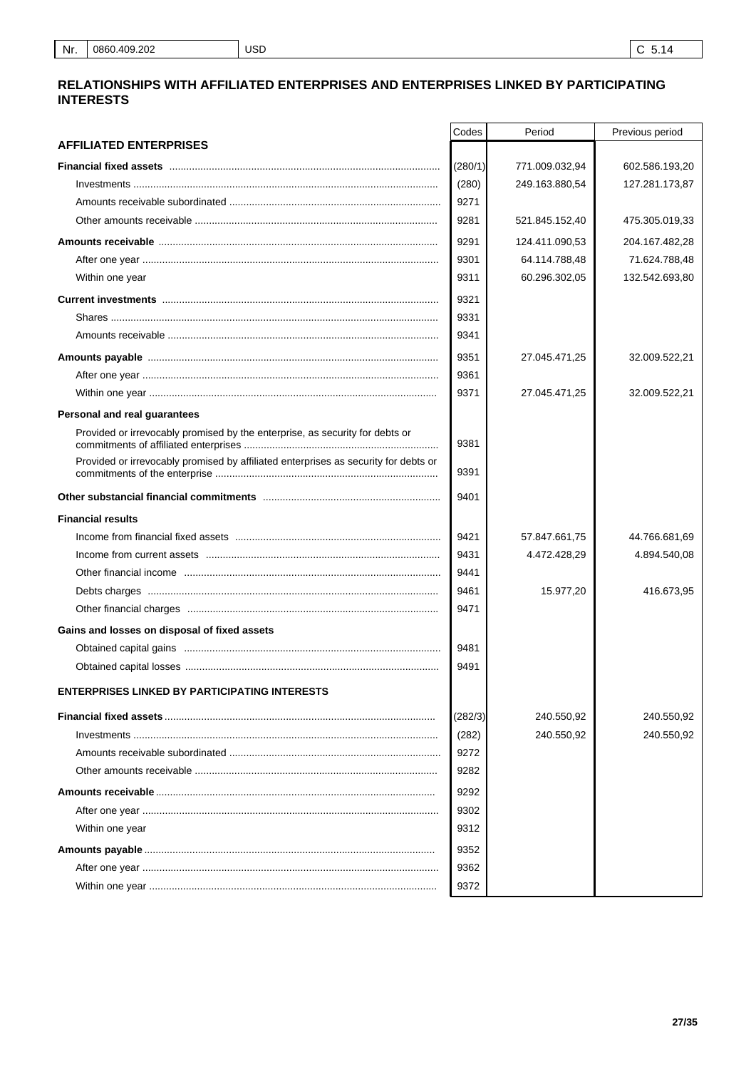| Nr. | 0860.409.202 | USD | C 5.14 |
|---|---|---|---|

## RELATIONSHIPS WITH AFFILIATED ENTERPRISES AND ENTERPRISES LINKED BY PARTICIPATING INTERESTS

| | Codes | Period | Previous period |
|---|---|---|---|
| **AFFILIATED ENTERPRISES** | | | |
| **Financial fixed assets** | (280/1) | 771.009.032,94 | 602.586.193,20 |
| Investments | (280) | 249.163.880,54 | 127.281.173,87 |
| Amounts receivable subordinated | 9271 | | |
| Other amounts receivable | 9281 | 521.845.152,40 | 475.305.019,33 |
| **Amounts receivable** | 9291 | 124.411.090,53 | 204.167.482,28 |
| After one year | 9301 | 64.114.788,48 | 71.624.788,48 |
| Within one year | 9311 | 60.296.302,05 | 132.542.693,80 |
| **Current investments** | 9321 | | |
| Shares | 9331 | | |
| Amounts receivable | 9341 | | |
| **Amounts payable** | 9351 | 27.045.471,25 | 32.009.522,21 |
| After one year | 9361 | | |
| Within one year | 9371 | 27.045.471,25 | 32.009.522,21 |
| **Personal and real guarantees** | | | |
| Provided or irrevocably promised by the enterprise, as security for debts or commitments of affiliated enterprises | 9381 | | |
| Provided or irrevocably promised by affiliated enterprises as security for debts or commitments of the enterprise | 9391 | | |
| **Other substancial financial commitments** | 9401 | | |
| **Financial results** | | | |
| Income from financial fixed assets | 9421 | 57.847.661,75 | 44.766.681,69 |
| Income from current assets | 9431 | 4.472.428,29 | 4.894.540,08 |
| Other financial income | 9441 | | |
| Debts charges | 9461 | 15.977,20 | 416.673,95 |
| Other financial charges | 9471 | | |
| **Gains and losses on disposal of fixed assets** | | | |
| Obtained capital gains | 9481 | | |
| Obtained capital losses | 9491 | | |
| **ENTERPRISES LINKED BY PARTICIPATING INTERESTS** | | | |
| **Financial fixed assets** | (282/3) | 240.550,92 | 240.550,92 |
| Investments | (282) | 240.550,92 | 240.550,92 |
| Amounts receivable subordinated | 9272 | | |
| Other amounts receivable | 9282 | | |
| **Amounts receivable** | 9292 | | |
| After one year | 9302 | | |
| Within one year | 9312 | | |
| **Amounts payable** | 9352 | | |
| After one year | 9362 | | |
| Within one year | 9372 | | |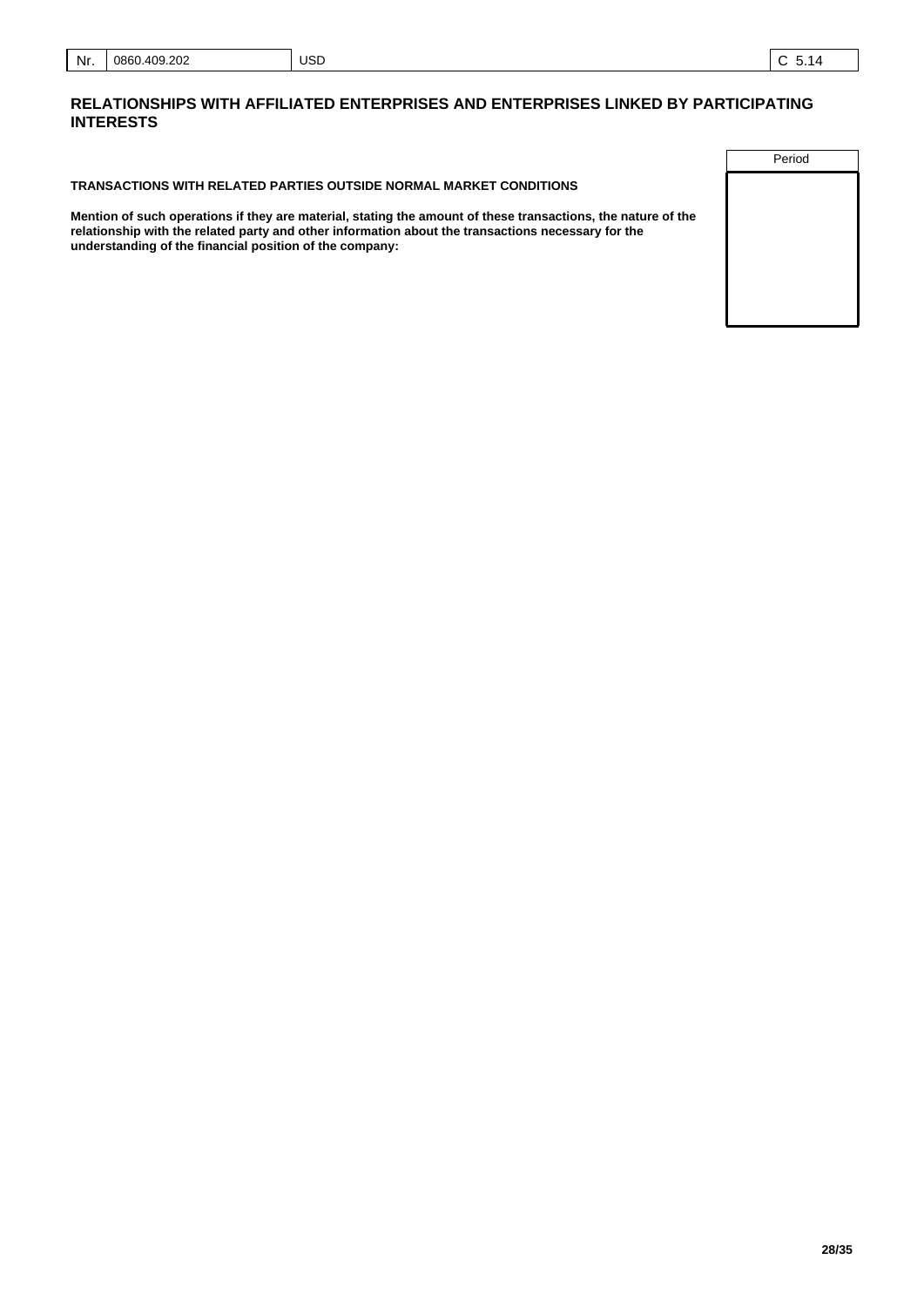| Nr. | 0860.409.202 | USD | C 5.14 |
|---|---|---|---|

## RELATIONSHIPS WITH AFFILIATED ENTERPRISES AND ENTERPRISES LINKED BY PARTICIPATING INTERESTS

| | Period |
|---|---|
| **TRANSACTIONS WITH RELATED PARTIES OUTSIDE NORMAL MARKET CONDITIONS** | |
| **Mention of such operations if they are material, stating the amount of these transactions, the nature of the relationship with the related party and other information about the transactions necessary for the understanding of the financial position of the company:** | |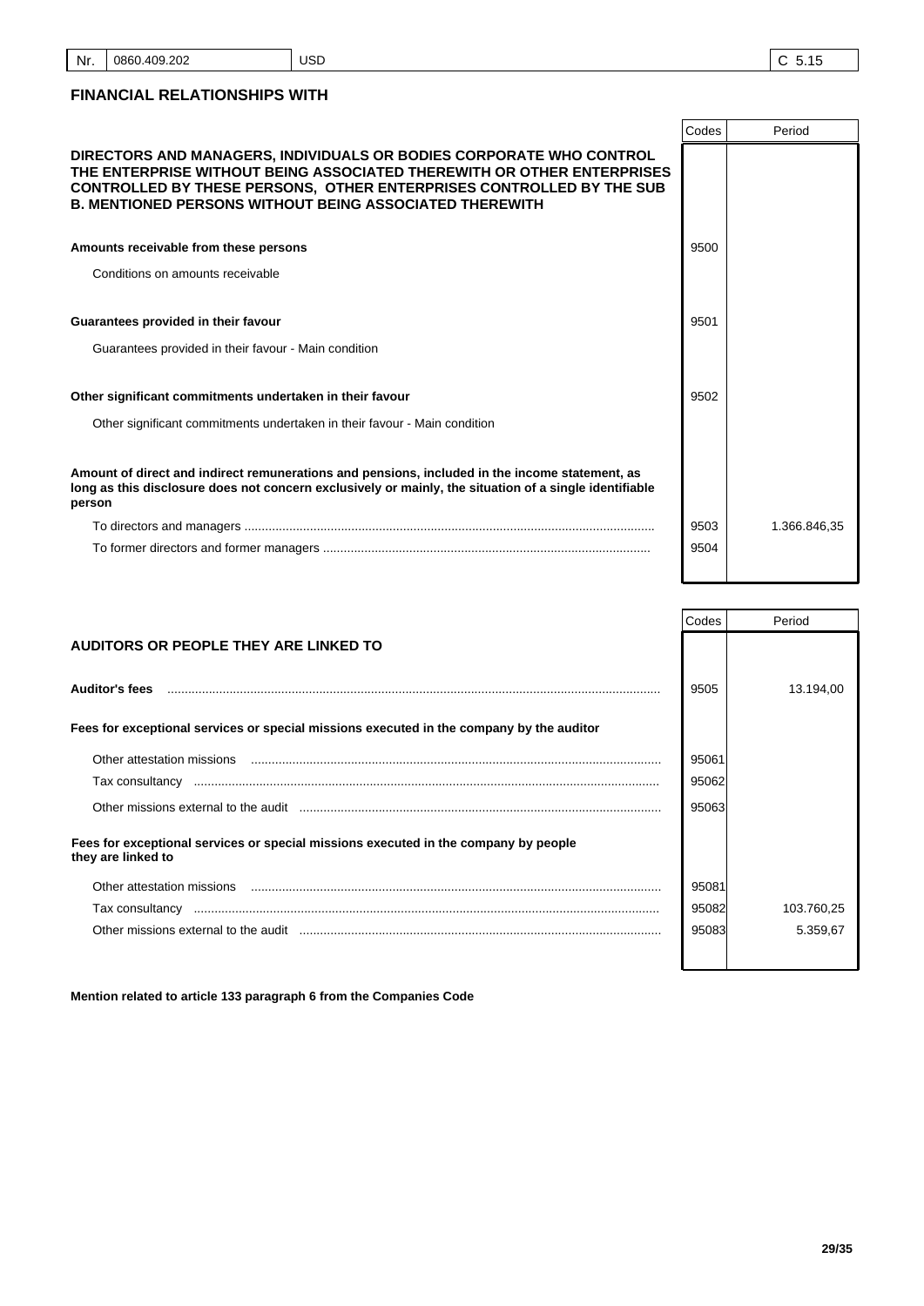| Nr. | 0860.409.202 | USD | C 5.15 |
|---|---|---|---|

## FINANCIAL RELATIONSHIPS WITH

| | Codes | Period |
|---|---|---|
| **DIRECTORS AND MANAGERS, INDIVIDUALS OR BODIES CORPORATE WHO CONTROL THE ENTERPRISE WITHOUT BEING ASSOCIATED THEREWITH OR OTHER ENTERPRISES CONTROLLED BY THESE PERSONS, OTHER ENTERPRISES CONTROLLED BY THE SUB B. MENTIONED PERSONS WITHOUT BEING ASSOCIATED THEREWITH** | | |
| **Amounts receivable from these persons** | 9500 | |
| Conditions on amounts receivable | | |
| **Guarantees provided in their favour** | 9501 | |
| Guarantees provided in their favour - Main condition | | |
| **Other significant commitments undertaken in their favour** | 9502 | |
| Other significant commitments undertaken in their favour - Main condition | | |
| **Amount of direct and indirect remunerations and pensions, included in the income statement, as long as this disclosure does not concern exclusively or mainly, the situation of a single identifiable person** | | |
| To directors and managers | 9503 | 1.366.846,35 |
| To former directors and former managers | 9504 | |

| | Codes | Period |
|---|---|---|
| **AUDITORS OR PEOPLE THEY ARE LINKED TO** | | |
| **Auditor's fees** | 9505 | 13.194,00 |
| **Fees for exceptional services or special missions executed in the company by the auditor** | | |
| Other attestation missions | 95061 | |
| Tax consultancy | 95062 | |
| Other missions external to the audit | 95063 | |
| **Fees for exceptional services or special missions executed in the company by people they are linked to** | | |
| Other attestation missions | 95081 | |
| Tax consultancy | 95082 | 103.760,25 |
| Other missions external to the audit | 95083 | 5.359,67 |

**Mention related to article 133 paragraph 6 from the Companies Code**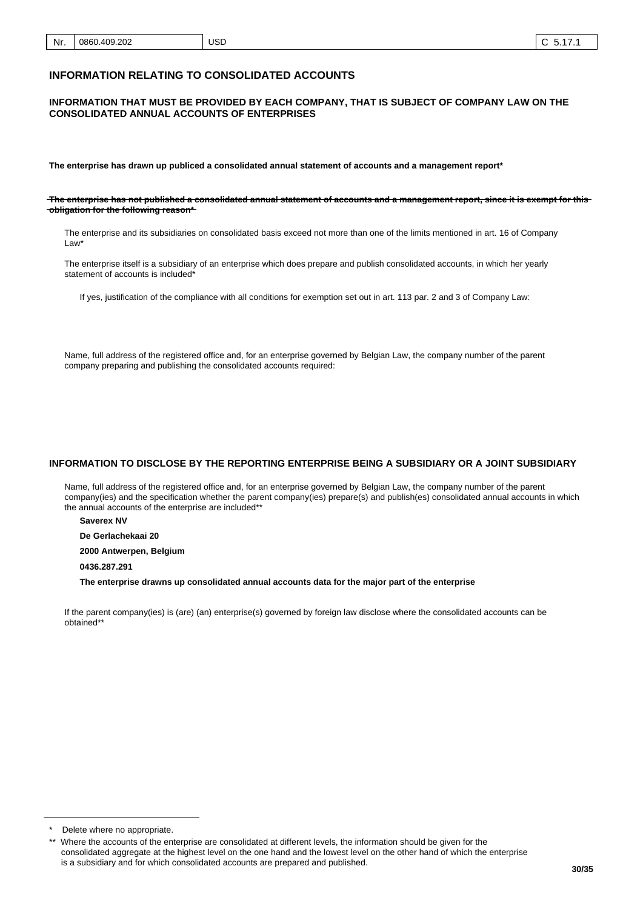## INFORMATION RELATING TO CONSOLIDATED ACCOUNTS

### INFORMATION THAT MUST BE PROVIDED BY EACH COMPANY, THAT IS SUBJECT OF COMPANY LAW ON THE CONSOLIDATED ANNUAL ACCOUNTS OF ENTERPRISES

**The enterprise has drawn up publiced a consolidated annual statement of accounts and a management report***

~~**The enterprise has not published a consolidated annual statement of accounts and a management report, since it is exempt for this obligation for the following reason***~~

The enterprise and its subsidiaries on consolidated basis exceed not more than one of the limits mentioned in art. 16 of Company Law*

The enterprise itself is a subsidiary of an enterprise which does prepare and publish consolidated accounts, in which her yearly statement of accounts is included*

If yes, justification of the compliance with all conditions for exemption set out in art. 113 par. 2 and 3 of Company Law:

Name, full address of the registered office and, for an enterprise governed by Belgian Law, the company number of the parent company preparing and publishing the consolidated accounts required:

### INFORMATION TO DISCLOSE BY THE REPORTING ENTERPRISE BEING A SUBSIDIARY OR A JOINT SUBSIDIARY

Name, full address of the registered office and, for an enterprise governed by Belgian Law, the company number of the parent company(ies) and the specification whether the parent company(ies) prepare(s) and publish(es) consolidated annual accounts in which the annual accounts of the enterprise are included**

**Saverex NV**

**De Gerlachekaai 20**

**2000 Antwerpen, Belgium**

**0436.287.291**

**The enterprise drawns up consolidated annual accounts data for the major part of the enterprise**

If the parent company(ies) is (are) (an) enterprise(s) governed by foreign law disclose where the consolidated accounts can be obtained**

---

\* Delete where no appropriate.

\*\* Where the accounts of the enterprise are consolidated at different levels, the information should be given for the consolidated aggregate at the highest level on the one hand and the lowest level on the other hand of which the enterprise is a subsidiary and for which consolidated accounts are prepared and published.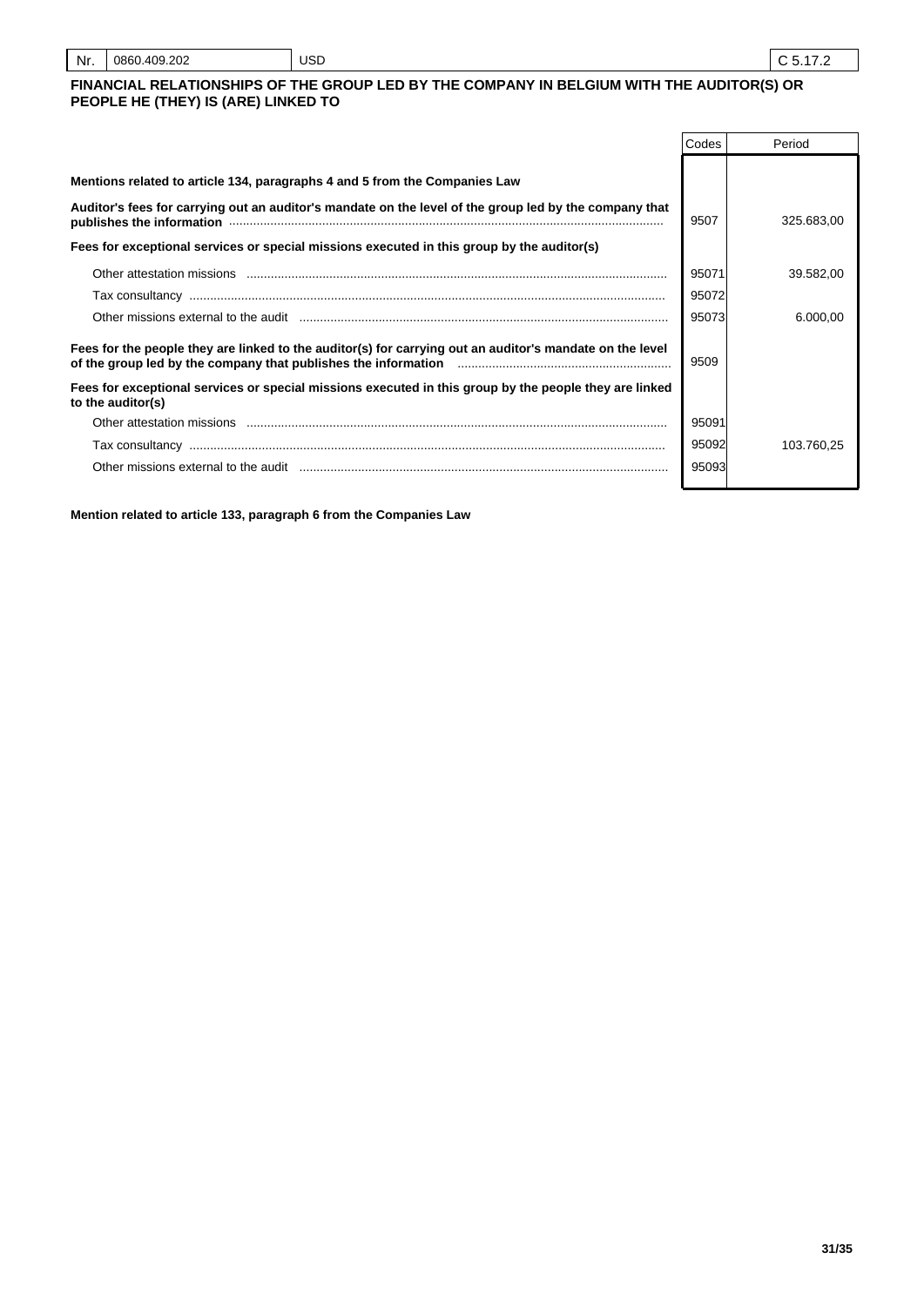| Nr. | 0860.409.202 | USD | C 5.17.2 |
|---|---|---|---|

**FINANCIAL RELATIONSHIPS OF THE GROUP LED BY THE COMPANY IN BELGIUM WITH THE AUDITOR(S) OR PEOPLE HE (THEY) IS (ARE) LINKED TO**

| | Codes | Period |
|---|---|---|
| **Mentions related to article 134, paragraphs 4 and 5 from the Companies Law** | | |
| **Auditor's fees for carrying out an auditor's mandate on the level of the group led by the company that publishes the information** | 9507 | 325.683,00 |
| **Fees for exceptional services or special missions executed in this group by the auditor(s)** | | |
| Other attestation missions | 95071 | 39.582,00 |
| Tax consultancy | 95072 | |
| Other missions external to the audit | 95073 | 6.000,00 |
| **Fees for the people they are linked to the auditor(s) for carrying out an auditor's mandate on the level of the group led by the company that publishes the information** | 9509 | |
| **Fees for exceptional services or special missions executed in this group by the people they are linked to the auditor(s)** | | |
| Other attestation missions | 95091 | |
| Tax consultancy | 95092 | 103.760,25 |
| Other missions external to the audit | 95093 | |

**Mention related to article 133, paragraph 6 from the Companies Law**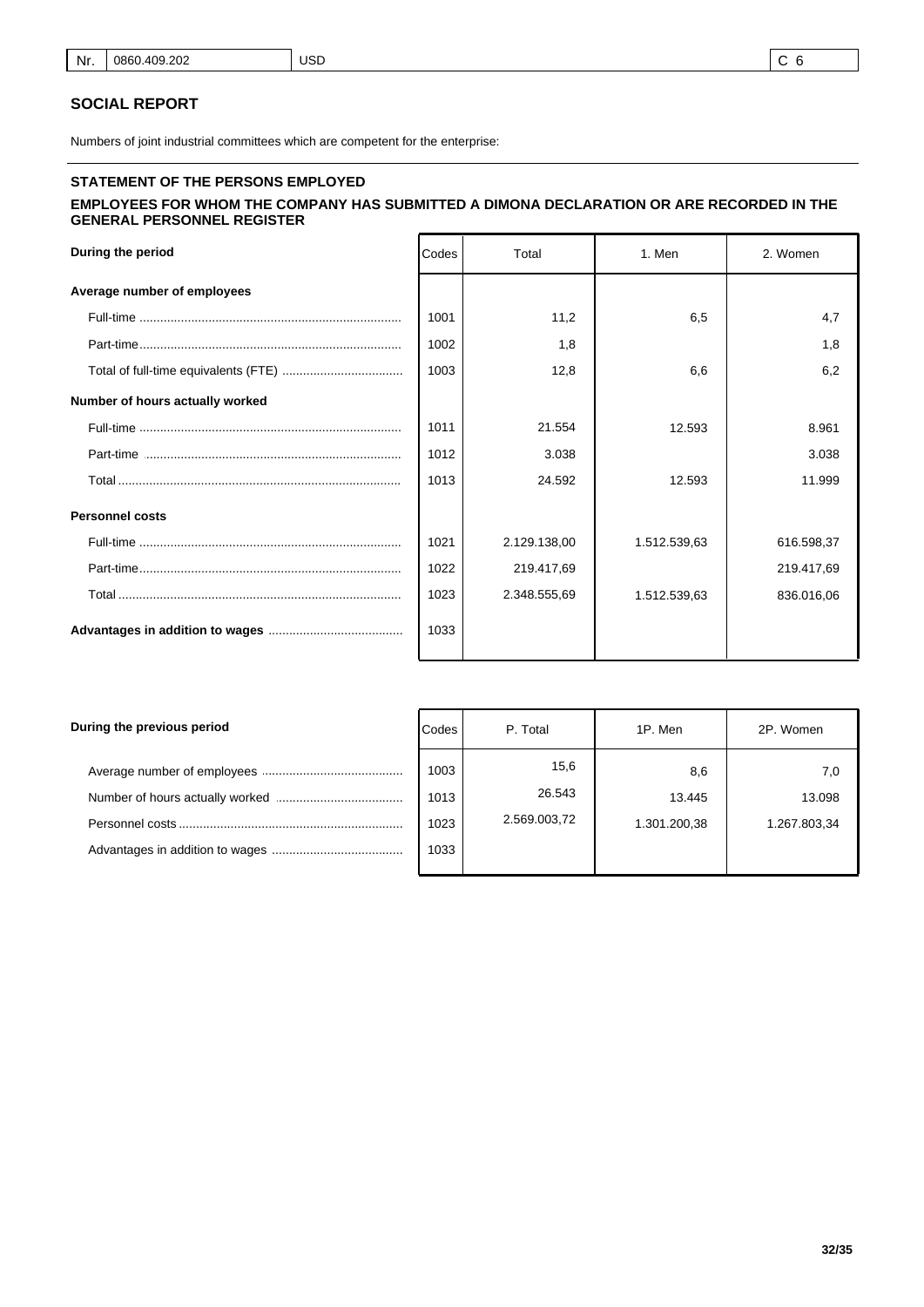| Nr. | 0860.409.202 | USD | C 6 |
|---|---|---|---|

## SOCIAL REPORT

Numbers of joint industrial committees which are competent for the enterprise:

### STATEMENT OF THE PERSONS EMPLOYED

### EMPLOYEES FOR WHOM THE COMPANY HAS SUBMITTED A DIMONA DECLARATION OR ARE RECORDED IN THE GENERAL PERSONNEL REGISTER

| During the period | Codes | Total | 1. Men | 2. Women |
|---|---|---|---|---|
| **Average number of employees** | | | | |
| Full-time | 1001 | 11,2 | 6,5 | 4,7 |
| Part-time | 1002 | 1,8 | | 1,8 |
| Total of full-time equivalents (FTE) | 1003 | 12,8 | 6,6 | 6,2 |
| **Number of hours actually worked** | | | | |
| Full-time | 1011 | 21.554 | 12.593 | 8.961 |
| Part-time | 1012 | 3.038 | | 3.038 |
| Total | 1013 | 24.592 | 12.593 | 11.999 |
| **Personnel costs** | | | | |
| Full-time | 1021 | 2.129.138,00 | 1.512.539,63 | 616.598,37 |
| Part-time | 1022 | 219.417,69 | | 219.417,69 |
| Total | 1023 | 2.348.555,69 | 1.512.539,63 | 836.016,06 |
| **Advantages in addition to wages** | 1033 | | | |

| During the previous period | Codes | P. Total | 1P. Men | 2P. Women |
|---|---|---|---|---|
| Average number of employees | 1003 | 15,6 | 8,6 | 7,0 |
| Number of hours actually worked | 1013 | 26.543 | 13.445 | 13.098 |
| Personnel costs | 1023 | 2.569.003,72 | 1.301.200,38 | 1.267.803,34 |
| Advantages in addition to wages | 1033 | | | |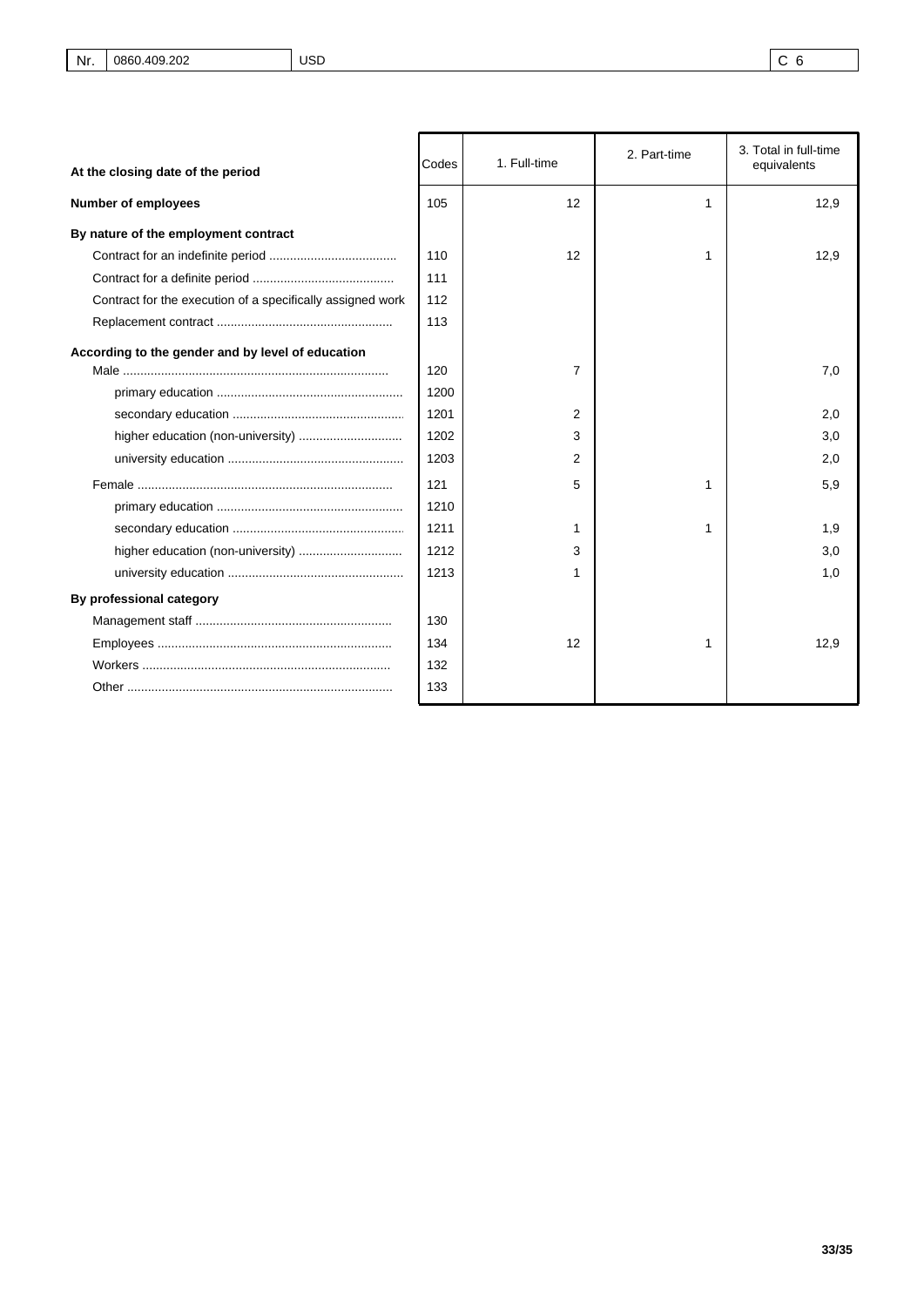| Nr. | 0860.409.202 | USD | C 6 |
|---|---|---|---|

| At the closing date of the period | Codes | 1. Full-time | 2. Part-time | 3. Total in full-time equivalents |
|---|---|---|---|---|
| **Number of employees** | 105 | 12 | 1 | 12,9 |
| **By nature of the employment contract** | | | | |
| Contract for an indefinite period .................................... | 110 | 12 | 1 | 12,9 |
| Contract for a definite period ......................................... | 111 | | | |
| Contract for the execution of a specifically assigned work | 112 | | | |
| Replacement contract .................................................. | 113 | | | |
| **According to the gender and by level of education** | | | | |
| Male ............................................................................ | 120 | 7 | | 7,0 |
| primary education ..................................................... | 1200 | | | |
| secondary education ................................................. | 1201 | 2 | | 2,0 |
| higher education (non-university) .............................. | 1202 | 3 | | 3,0 |
| university education .................................................. | 1203 | 2 | | 2,0 |
| Female ......................................................................... | 121 | 5 | 1 | 5,9 |
| primary education ..................................................... | 1210 | | | |
| secondary education ................................................. | 1211 | 1 | 1 | 1,9 |
| higher education (non-university) .............................. | 1212 | 3 | | 3,0 |
| university education .................................................. | 1213 | 1 | | 1,0 |
| **By professional category** | | | | |
| Management staff ........................................................ | 130 | | | |
| Employees ................................................................... | 134 | 12 | 1 | 12,9 |
| Workers ....................................................................... | 132 | | | |
| Other ............................................................................ | 133 | | | |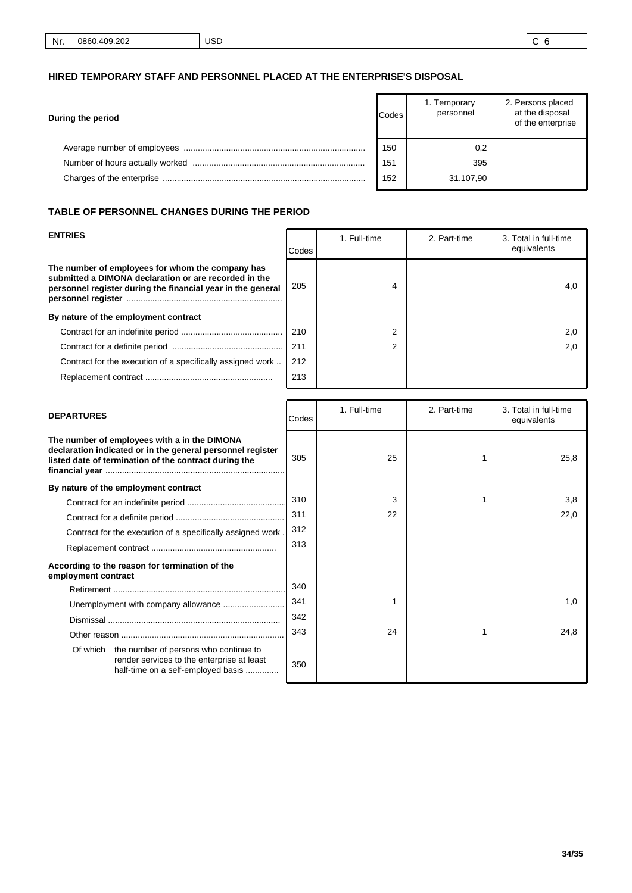## HIRED TEMPORARY STAFF AND PERSONNEL PLACED AT THE ENTERPRISE'S DISPOSAL

| During the period | Codes | 1. Temporary personnel | 2. Persons placed at the disposal of the enterprise |
|---|---|---|---|
| Average number of employees | 150 | 0,2 | |
| Number of hours actually worked | 151 | 395 | |
| Charges of the enterprise | 152 | 31.107,90 | |

## TABLE OF PERSONNEL CHANGES DURING THE PERIOD

| ENTRIES | Codes | 1. Full-time | 2. Part-time | 3. Total in full-time equivalents |
|---|---|---|---|---|
| **The number of employees for whom the company has submitted a DIMONA declaration or are recorded in the personnel register during the financial year in the general personnel register** | 205 | 4 | | 4,0 |
| **By nature of the employment contract** | | | | |
| Contract for an indefinite period | 210 | 2 | | 2,0 |
| Contract for a definite period | 211 | 2 | | 2,0 |
| Contract for the execution of a specifically assigned work | 212 | | | |
| Replacement contract | 213 | | | |

| DEPARTURES | Codes | 1. Full-time | 2. Part-time | 3. Total in full-time equivalents |
|---|---|---|---|---|
| **The number of employees with a in the DIMONA declaration indicated or in the general personnel register listed date of termination of the contract during the financial year** | 305 | 25 | 1 | 25,8 |
| **By nature of the employment contract** | | | | |
| Contract for an indefinite period | 310 | 3 | 1 | 3,8 |
| Contract for a definite period | 311 | 22 | | 22,0 |
| Contract for the execution of a specifically assigned work | 312 | | | |
| Replacement contract | 313 | | | |
| **According to the reason for termination of the employment contract** | | | | |
| Retirement | 340 | | | |
| Unemployment with company allowance | 341 | 1 | | 1,0 |
| Dismissal | 342 | | | |
| Other reason | 343 | 24 | 1 | 24,8 |
| Of which the number of persons who continue to render services to the enterprise at least half-time on a self-employed basis | 350 | | | |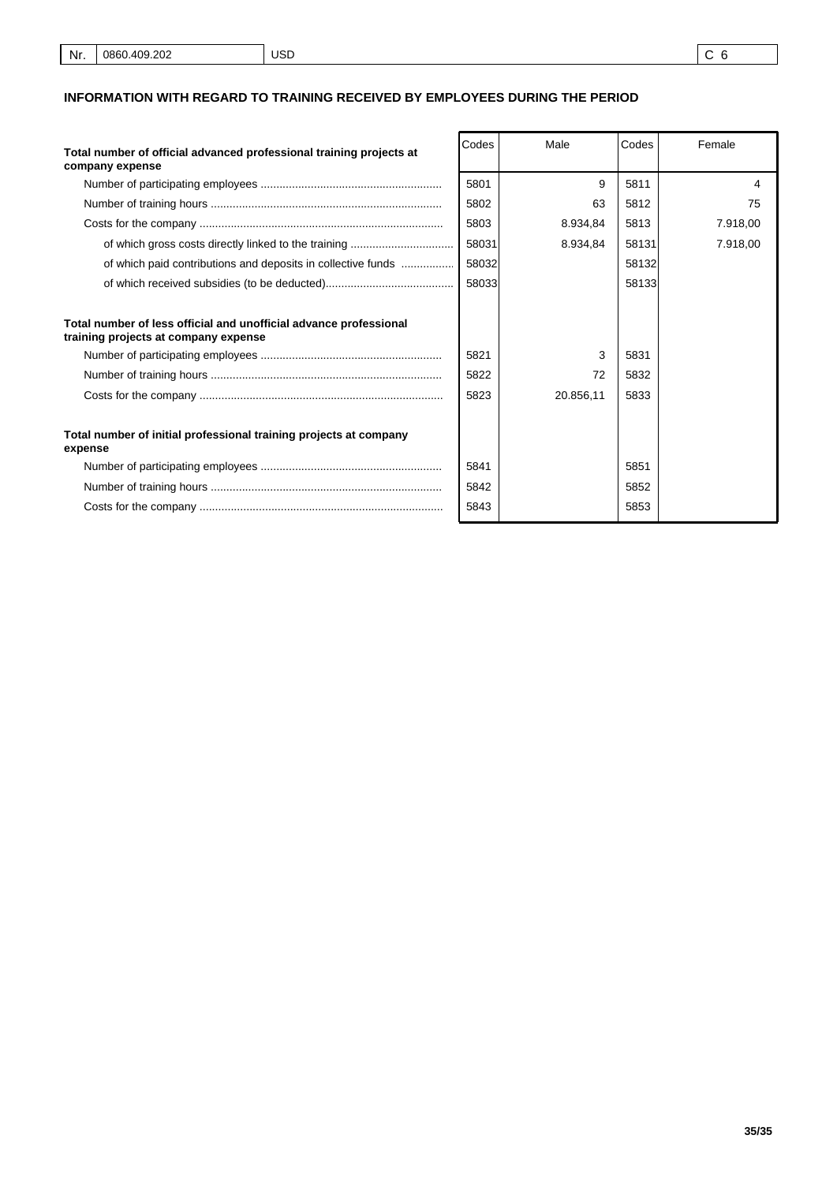| Nr. | 0860.409.202 | USD | C 6 |
|---|---|---|---|

## INFORMATION WITH REGARD TO TRAINING RECEIVED BY EMPLOYEES DURING THE PERIOD

| | Codes | Male | Codes | Female |
|---|---|---|---|---|
| **Total number of official advanced professional training projects at company expense** | | | | |
| Number of participating employees | 5801 | 9 | 5811 | 4 |
| Number of training hours | 5802 | 63 | 5812 | 75 |
| Costs for the company | 5803 | 8.934,84 | 5813 | 7.918,00 |
| of which gross costs directly linked to the training | 58031 | 8.934,84 | 58131 | 7.918,00 |
| of which paid contributions and deposits in collective funds | 58032 | | 58132 | |
| of which received subsidies (to be deducted) | 58033 | | 58133 | |
| **Total number of less official and unofficial advance professional training projects at company expense** | | | | |
| Number of participating employees | 5821 | 3 | 5831 | |
| Number of training hours | 5822 | 72 | 5832 | |
| Costs for the company | 5823 | 20.856,11 | 5833 | |
| **Total number of initial professional training projects at company expense** | | | | |
| Number of participating employees | 5841 | | 5851 | |
| Number of training hours | 5842 | | 5852 | |
| Costs for the company | 5843 | | 5853 | |